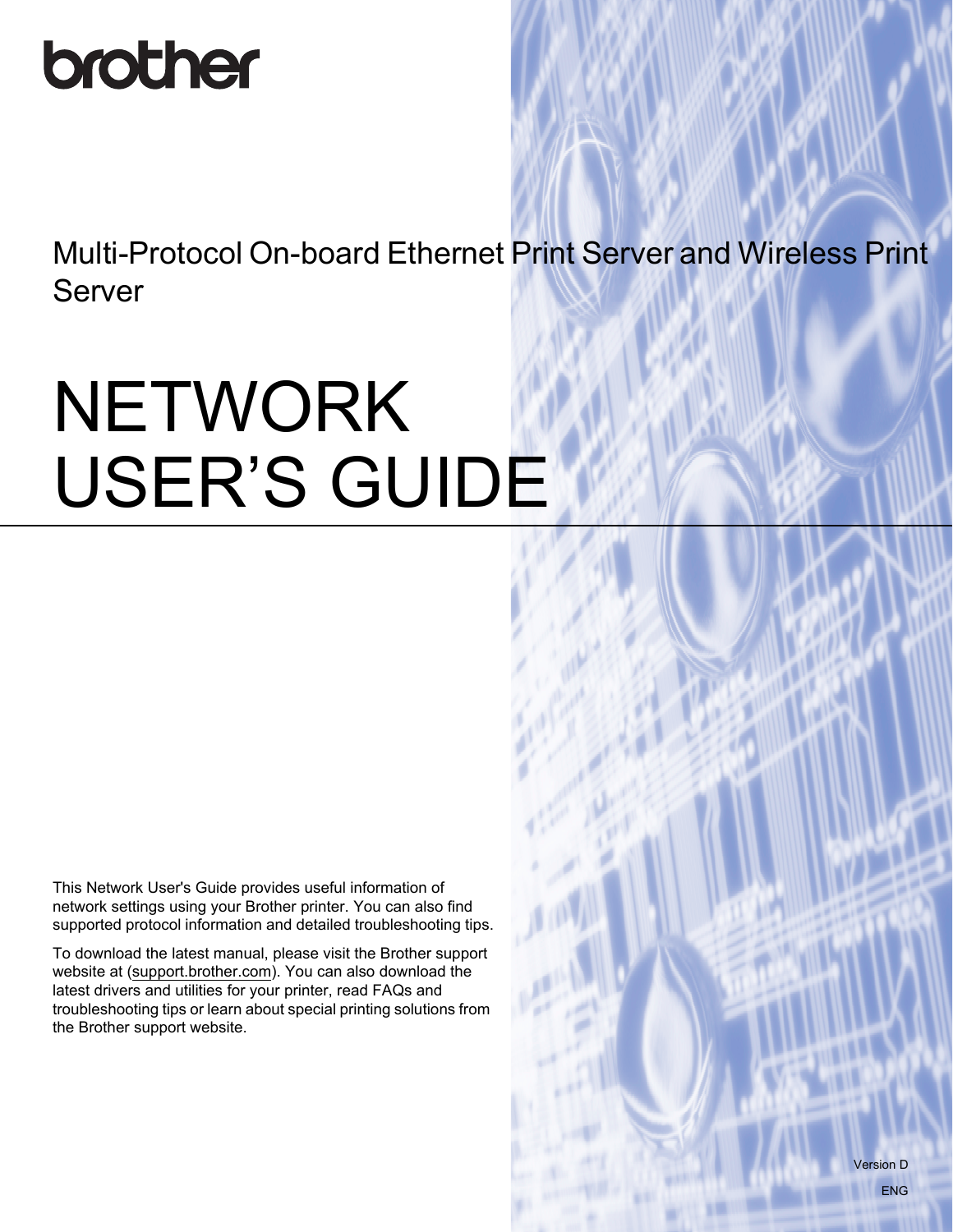brother

Multi-Protocol On-board Ethernet Print Server and Wireless Print Server

# NETWORK USER'S GUIDE

This Network User's Guide provides useful information of network settings using your Brother printer. You can also find supported protocol information and detailed troubleshooting tips.

To download the latest manual, please visit the Brother support website at (support.brother.com). You can also download the latest drivers and utilities for your printer, read FAQs and troubleshooting tips or learn about special printing solutions from the Brother support website.

Version D

ENG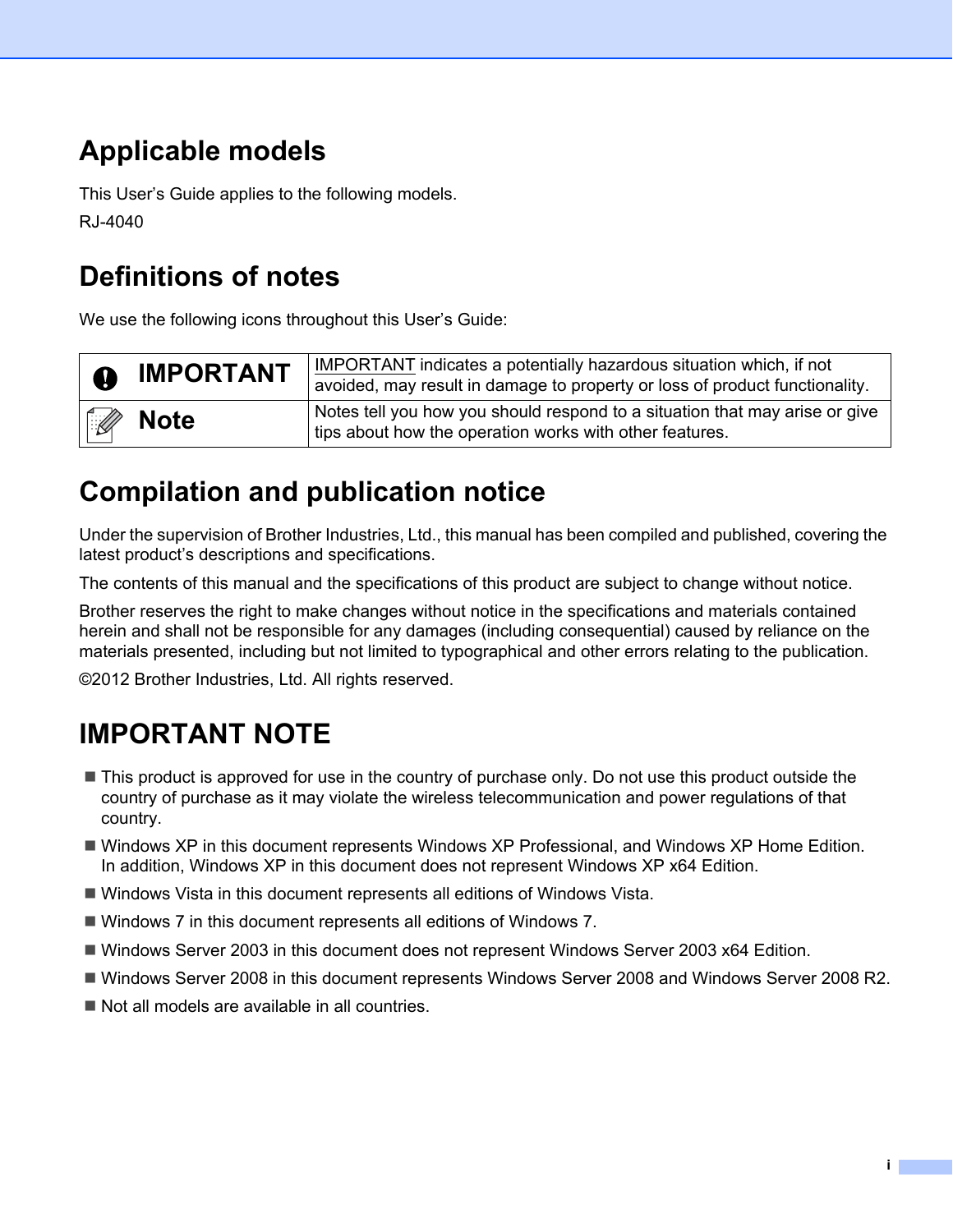## Applicable models

This User's Guide applies to the following models.

RJ-4040

## Definitions of notes

We use the following icons throughout this User's Guide:

| | |
|---|---|
| **IMPORTANT** | IMPORTANT indicates a potentially hazardous situation which, if not avoided, may result in damage to property or loss of product functionality. |
| **Note** | Notes tell you how you should respond to a situation that may arise or give tips about how the operation works with other features. |

## Compilation and publication notice

Under the supervision of Brother Industries, Ltd., this manual has been compiled and published, covering the latest product's descriptions and specifications.

The contents of this manual and the specifications of this product are subject to change without notice.

Brother reserves the right to make changes without notice in the specifications and materials contained herein and shall not be responsible for any damages (including consequential) caused by reliance on the materials presented, including but not limited to typographical and other errors relating to the publication.

©2012 Brother Industries, Ltd. All rights reserved.

## IMPORTANT NOTE

- This product is approved for use in the country of purchase only. Do not use this product outside the country of purchase as it may violate the wireless telecommunication and power regulations of that country.
- Windows XP in this document represents Windows XP Professional, and Windows XP Home Edition. In addition, Windows XP in this document does not represent Windows XP x64 Edition.
- Windows Vista in this document represents all editions of Windows Vista.
- Windows 7 in this document represents all editions of Windows 7.
- Windows Server 2003 in this document does not represent Windows Server 2003 x64 Edition.
- Windows Server 2008 in this document represents Windows Server 2008 and Windows Server 2008 R2.
- Not all models are available in all countries.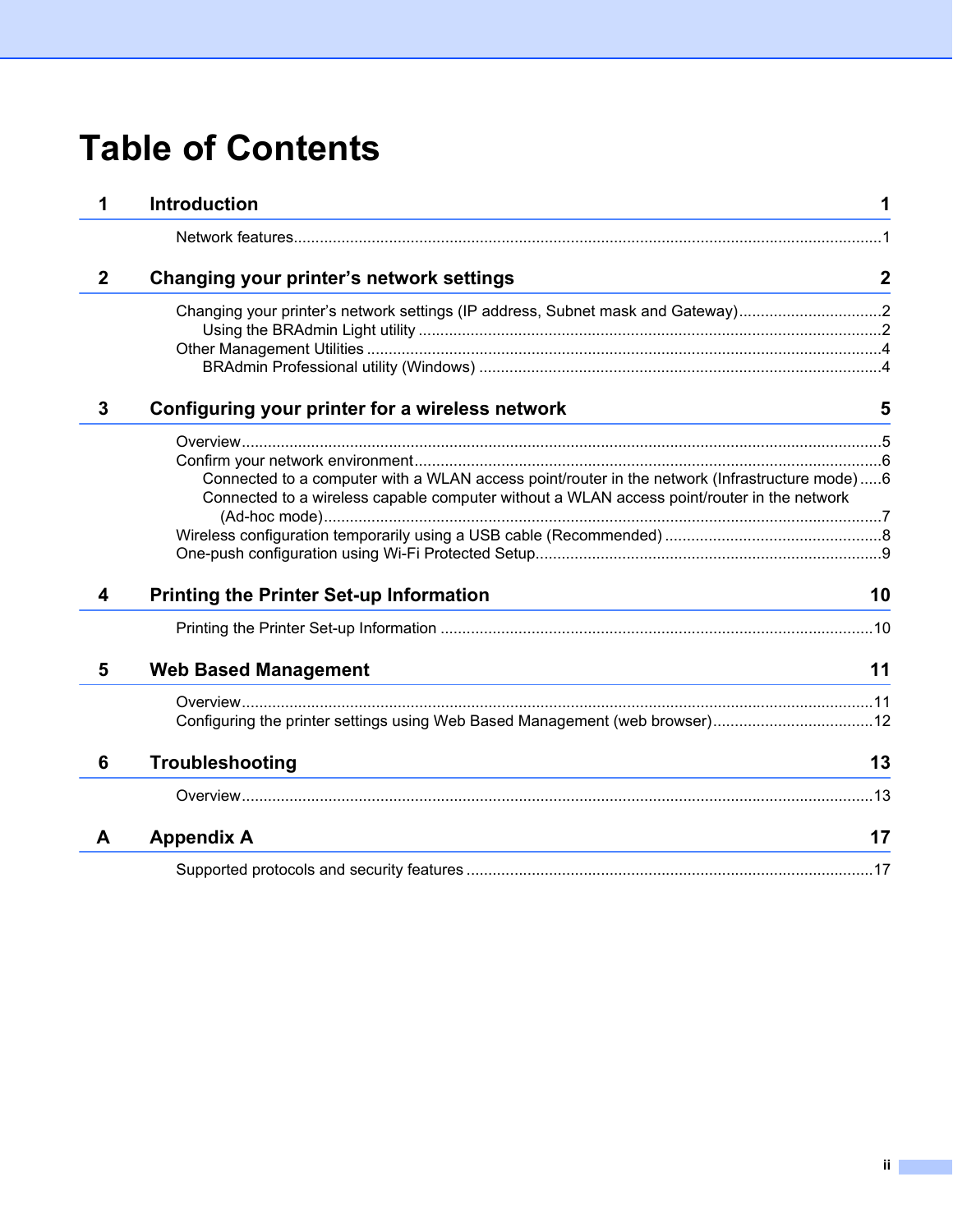# Table of Contents

**1 Introduction 1**

- Network features 1

**2 Changing your printer's network settings 2**

- Changing your printer's network settings (IP address, Subnet mask and Gateway) 2
  - Using the BRAdmin Light utility 2
- Other Management Utilities 4
  - BRAdmin Professional utility (Windows) 4

**3 Configuring your printer for a wireless network 5**

- Overview 5
- Confirm your network environment 6
  - Connected to a computer with a WLAN access point/router in the network (Infrastructure mode) 6
  - Connected to a wireless capable computer without a WLAN access point/router in the network (Ad-hoc mode) 7
- Wireless configuration temporarily using a USB cable (Recommended) 8
- One-push configuration using Wi-Fi Protected Setup 9

**4 Printing the Printer Set-up Information 10**

- Printing the Printer Set-up Information 10

**5 Web Based Management 11**

- Overview 11
- Configuring the printer settings using Web Based Management (web browser) 12

**6 Troubleshooting 13**

- Overview 13

**A Appendix A 17**

- Supported protocols and security features 17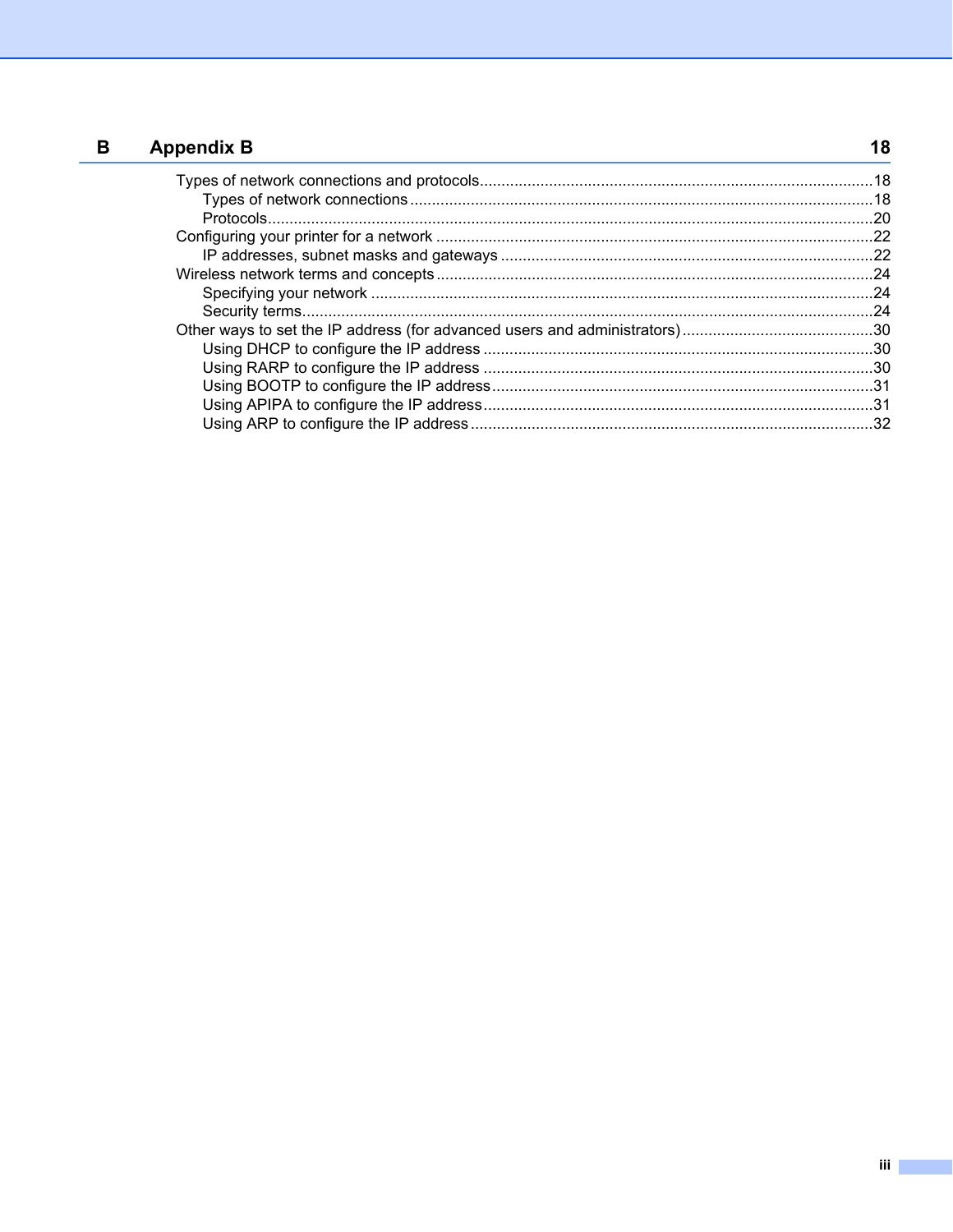## B Appendix B 18

- Types of network connections and protocols.......18
  - Types of network connections.......18
  - Protocols.......20
- Configuring your printer for a network.......22
  - IP addresses, subnet masks and gateways.......22
- Wireless network terms and concepts.......24
  - Specifying your network.......24
  - Security terms.......24
- Other ways to set the IP address (for advanced users and administrators).......30
  - Using DHCP to configure the IP address.......30
  - Using RARP to configure the IP address.......30
  - Using BOOTP to configure the IP address.......31
  - Using APIPA to configure the IP address.......31
  - Using ARP to configure the IP address.......32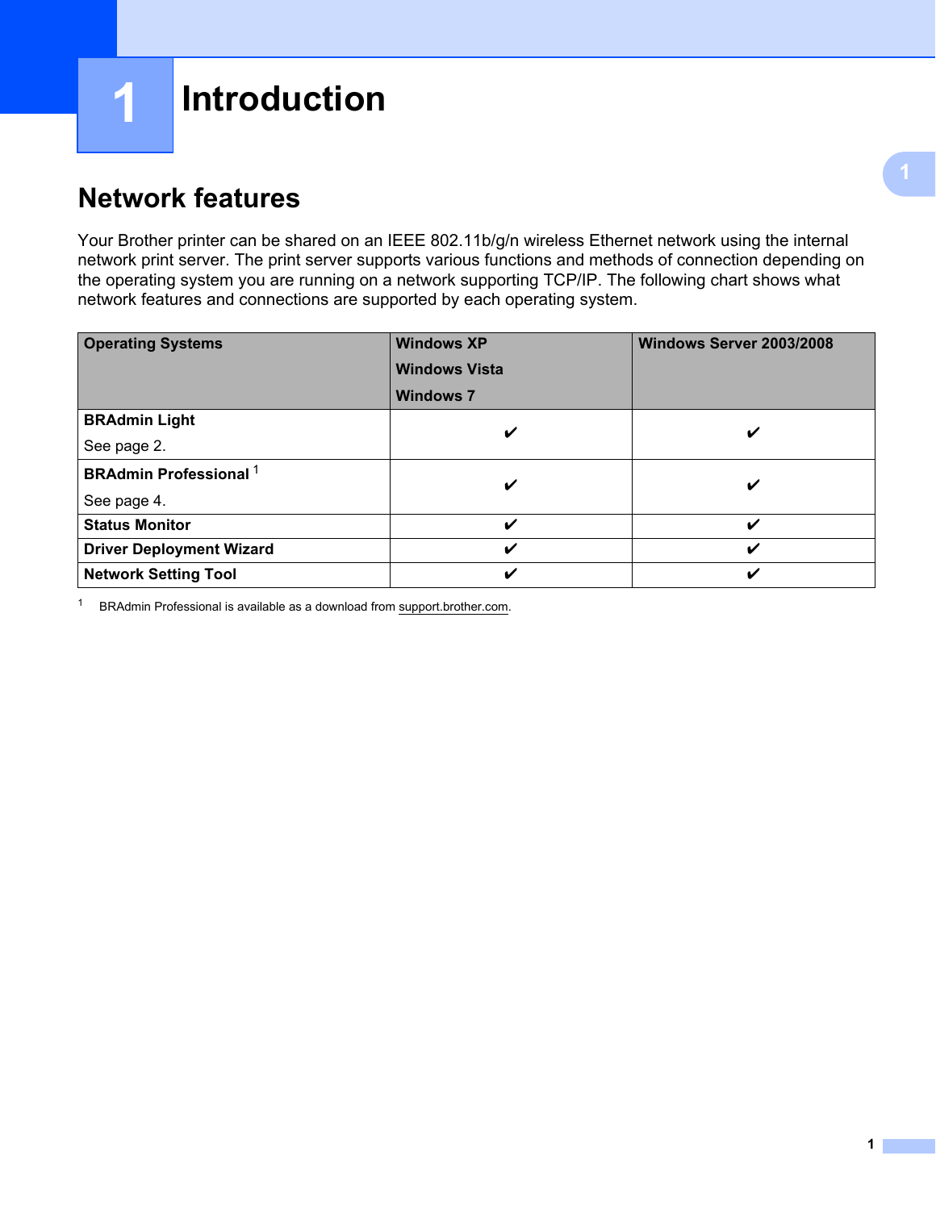# 1 Introduction

## Network features

Your Brother printer can be shared on an IEEE 802.11b/g/n wireless Ethernet network using the internal network print server. The print server supports various functions and methods of connection depending on the operating system you are running on a network supporting TCP/IP. The following chart shows what network features and connections are supported by each operating system.

| **Operating Systems** | **Windows XP**<br>**Windows Vista**<br>**Windows 7** | **Windows Server 2003/2008** |
|---|---|---|
| **BRAdmin Light**<br>See page 2. | ✔ | ✔ |
| **BRAdmin Professional** [1]<br>See page 4. | ✔ | ✔ |
| **Status Monitor** | ✔ | ✔ |
| **Driver Deployment Wizard** | ✔ | ✔ |
| **Network Setting Tool** | ✔ | ✔ |

1 BRAdmin Professional is available as a download from support.brother.com.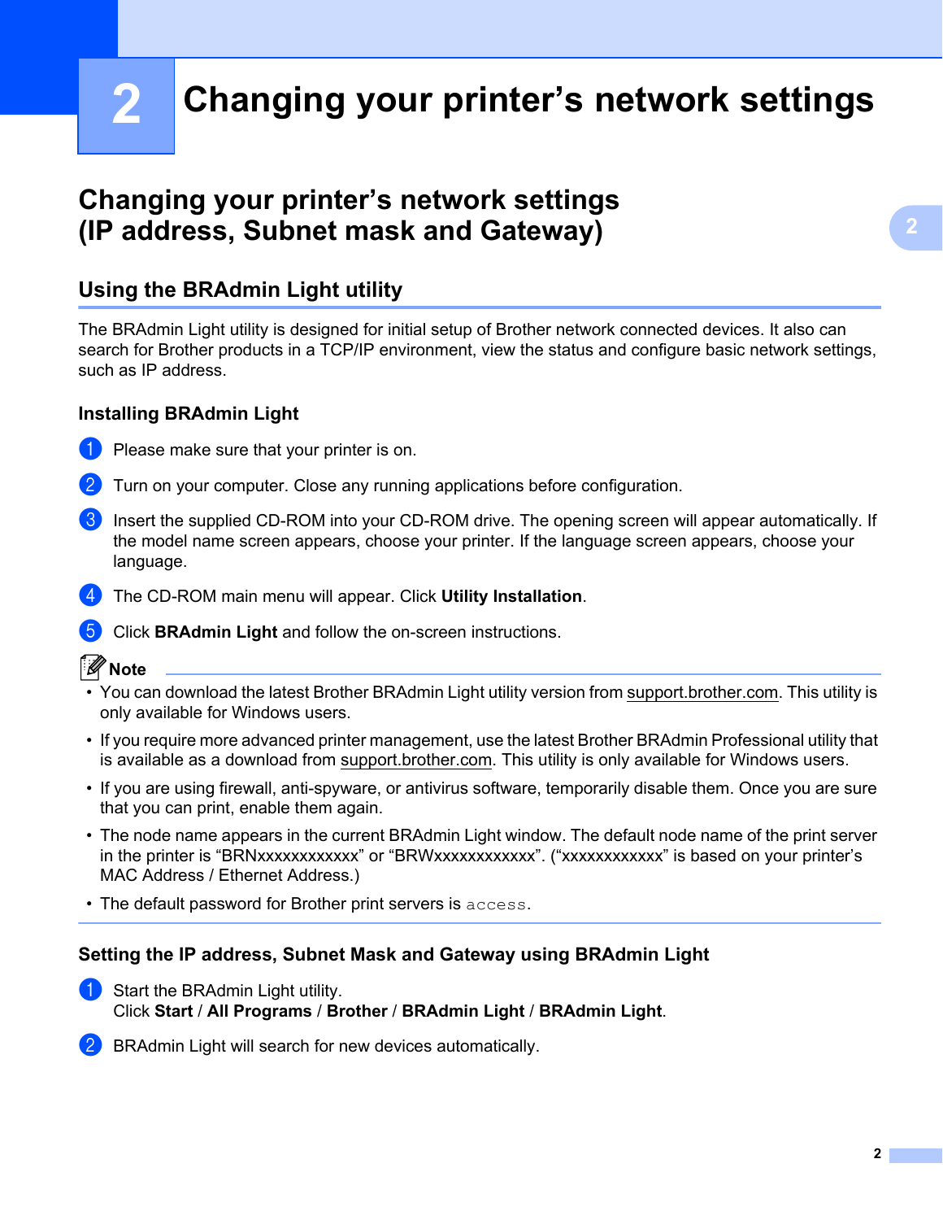# 2 Changing your printer's network settings

## Changing your printer's network settings (IP address, Subnet mask and Gateway)

### Using the BRAdmin Light utility

The BRAdmin Light utility is designed for initial setup of Brother network connected devices. It also can search for Brother products in a TCP/IP environment, view the status and configure basic network settings, such as IP address.

#### Installing BRAdmin Light

1. Please make sure that your printer is on.
2. Turn on your computer. Close any running applications before configuration.
3. Insert the supplied CD-ROM into your CD-ROM drive. The opening screen will appear automatically. If the model name screen appears, choose your printer. If the language screen appears, choose your language.
4. The CD-ROM main menu will appear. Click **Utility Installation**.
5. Click **BRAdmin Light** and follow the on-screen instructions.

**Note**

- You can download the latest Brother BRAdmin Light utility version from support.brother.com. This utility is only available for Windows users.
- If you require more advanced printer management, use the latest Brother BRAdmin Professional utility that is available as a download from support.brother.com. This utility is only available for Windows users.
- If you are using firewall, anti-spyware, or antivirus software, temporarily disable them. Once you are sure that you can print, enable them again.
- The node name appears in the current BRAdmin Light window. The default node name of the print server in the printer is "BRNxxxxxxxxxxxx" or "BRWxxxxxxxxxxxx". ("xxxxxxxxxxxx" is based on your printer's MAC Address / Ethernet Address.)
- The default password for Brother print servers is `access`.

#### Setting the IP address, Subnet Mask and Gateway using BRAdmin Light

1. Start the BRAdmin Light utility.
   Click **Start** / **All Programs** / **Brother** / **BRAdmin Light** / **BRAdmin Light**.
2. BRAdmin Light will search for new devices automatically.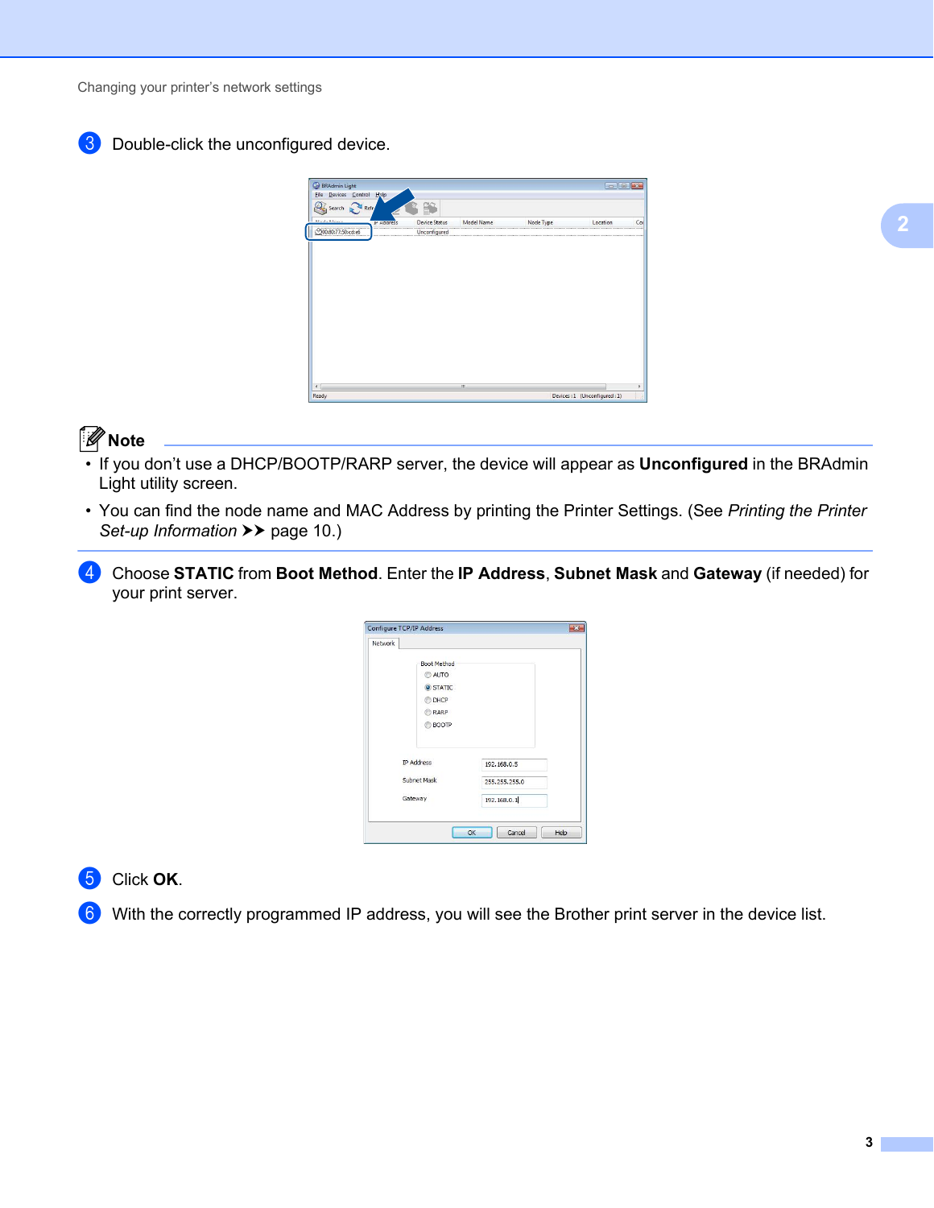3. Double-click the unconfigured device.

**Note**

- If you don't use a DHCP/BOOTP/RARP server, the device will appear as **Unconfigured** in the BRAdmin Light utility screen.
- You can find the node name and MAC Address by printing the Printer Settings. (See *Printing the Printer Set-up Information* ➤➤ page 10.)

4. Choose **STATIC** from **Boot Method**. Enter the **IP Address**, **Subnet Mask** and **Gateway** (if needed) for your print server.

5. Click **OK**.

6. With the correctly programmed IP address, you will see the Brother print server in the device list.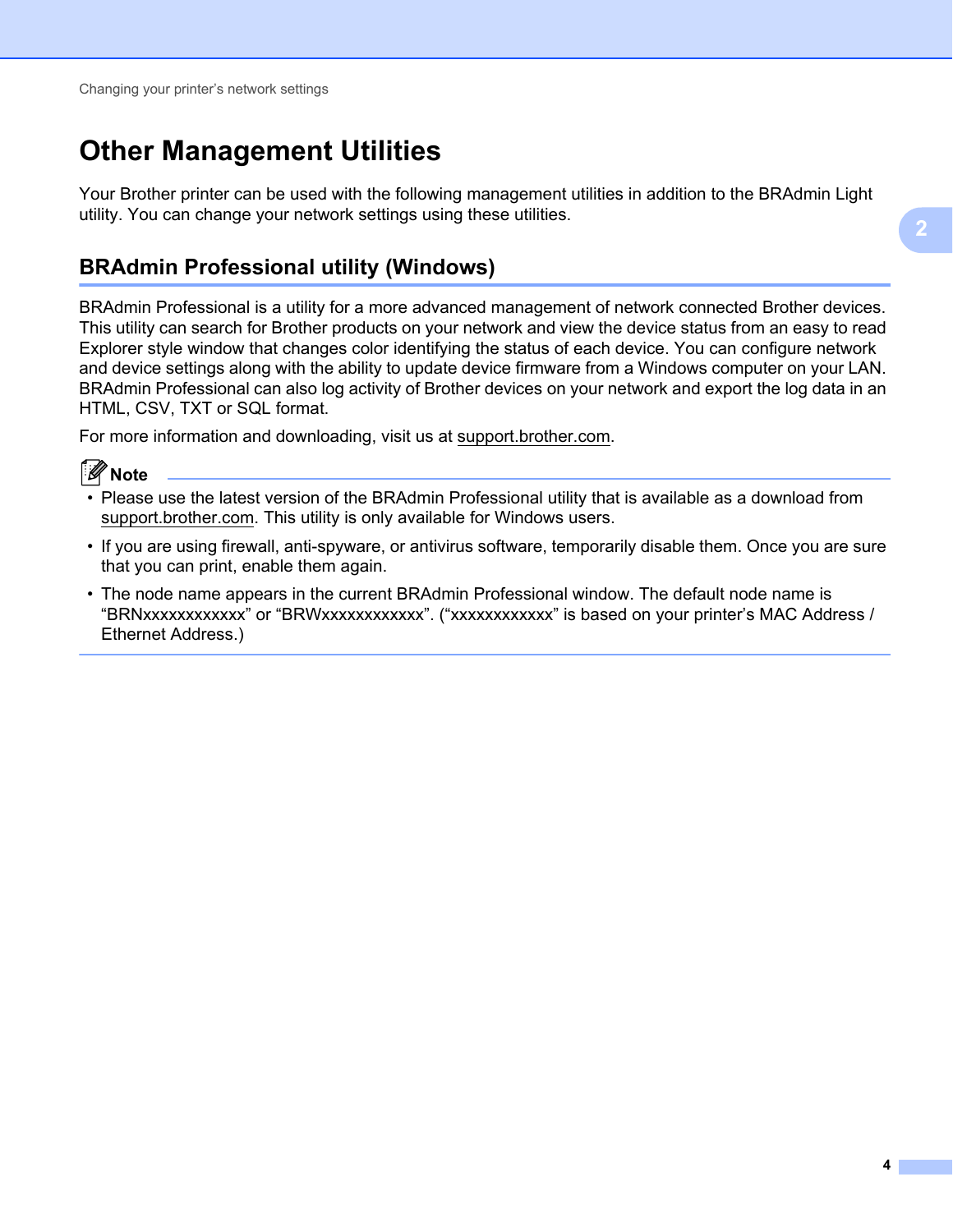# Other Management Utilities

Your Brother printer can be used with the following management utilities in addition to the BRAdmin Light utility. You can change your network settings using these utilities.

## BRAdmin Professional utility (Windows)

BRAdmin Professional is a utility for a more advanced management of network connected Brother devices. This utility can search for Brother products on your network and view the device status from an easy to read Explorer style window that changes color identifying the status of each device. You can configure network and device settings along with the ability to update device firmware from a Windows computer on your LAN. BRAdmin Professional can also log activity of Brother devices on your network and export the log data in an HTML, CSV, TXT or SQL format.

For more information and downloading, visit us at support.brother.com.

**Note**

- Please use the latest version of the BRAdmin Professional utility that is available as a download from support.brother.com. This utility is only available for Windows users.
- If you are using firewall, anti-spyware, or antivirus software, temporarily disable them. Once you are sure that you can print, enable them again.
- The node name appears in the current BRAdmin Professional window. The default node name is "BRNxxxxxxxxxxxx" or "BRWxxxxxxxxxxxx". ("xxxxxxxxxxxx" is based on your printer's MAC Address / Ethernet Address.)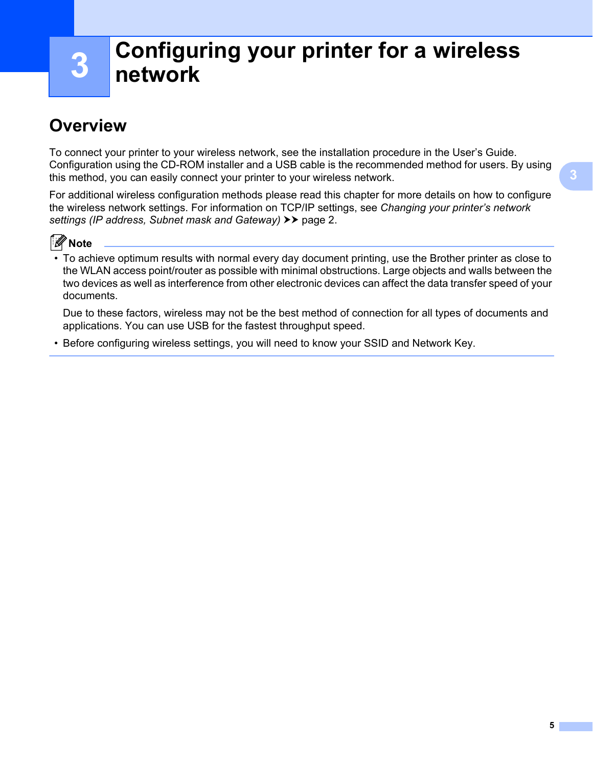# 3 Configuring your printer for a wireless network

## Overview

To connect your printer to your wireless network, see the installation procedure in the User's Guide. Configuration using the CD-ROM installer and a USB cable is the recommended method for users. By using this method, you can easily connect your printer to your wireless network.

For additional wireless configuration methods please read this chapter for more details on how to configure the wireless network settings. For information on TCP/IP settings, see *Changing your printer's network settings (IP address, Subnet mask and Gateway)* ➤➤ page 2.

**Note**

- To achieve optimum results with normal every day document printing, use the Brother printer as close to the WLAN access point/router as possible with minimal obstructions. Large objects and walls between the two devices as well as interference from other electronic devices can affect the data transfer speed of your documents.

  Due to these factors, wireless may not be the best method of connection for all types of documents and applications. You can use USB for the fastest throughput speed.

- Before configuring wireless settings, you will need to know your SSID and Network Key.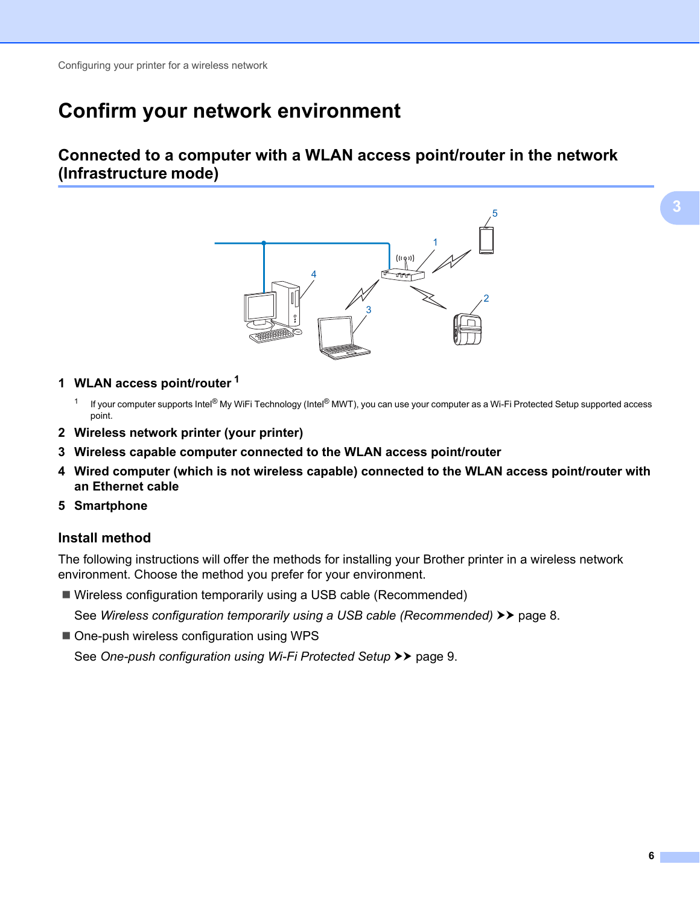# Confirm your network environment

## Connected to a computer with a WLAN access point/router in the network (Infrastructure mode)

1 **WLAN access point/router** [1]

[1] If your computer supports Intel® My WiFi Technology (Intel® MWT), you can use your computer as a Wi-Fi Protected Setup supported access point.

2 **Wireless network printer (your printer)**

3 **Wireless capable computer connected to the WLAN access point/router**

4 **Wired computer (which is not wireless capable) connected to the WLAN access point/router with an Ethernet cable**

5 **Smartphone**

### Install method

The following instructions will offer the methods for installing your Brother printer in a wireless network environment. Choose the method you prefer for your environment.

- Wireless configuration temporarily using a USB cable (Recommended)

  See *Wireless configuration temporarily using a USB cable (Recommended)* ➤➤ page 8.

- One-push wireless configuration using WPS

  See *One-push configuration using Wi-Fi Protected Setup* ➤➤ page 9.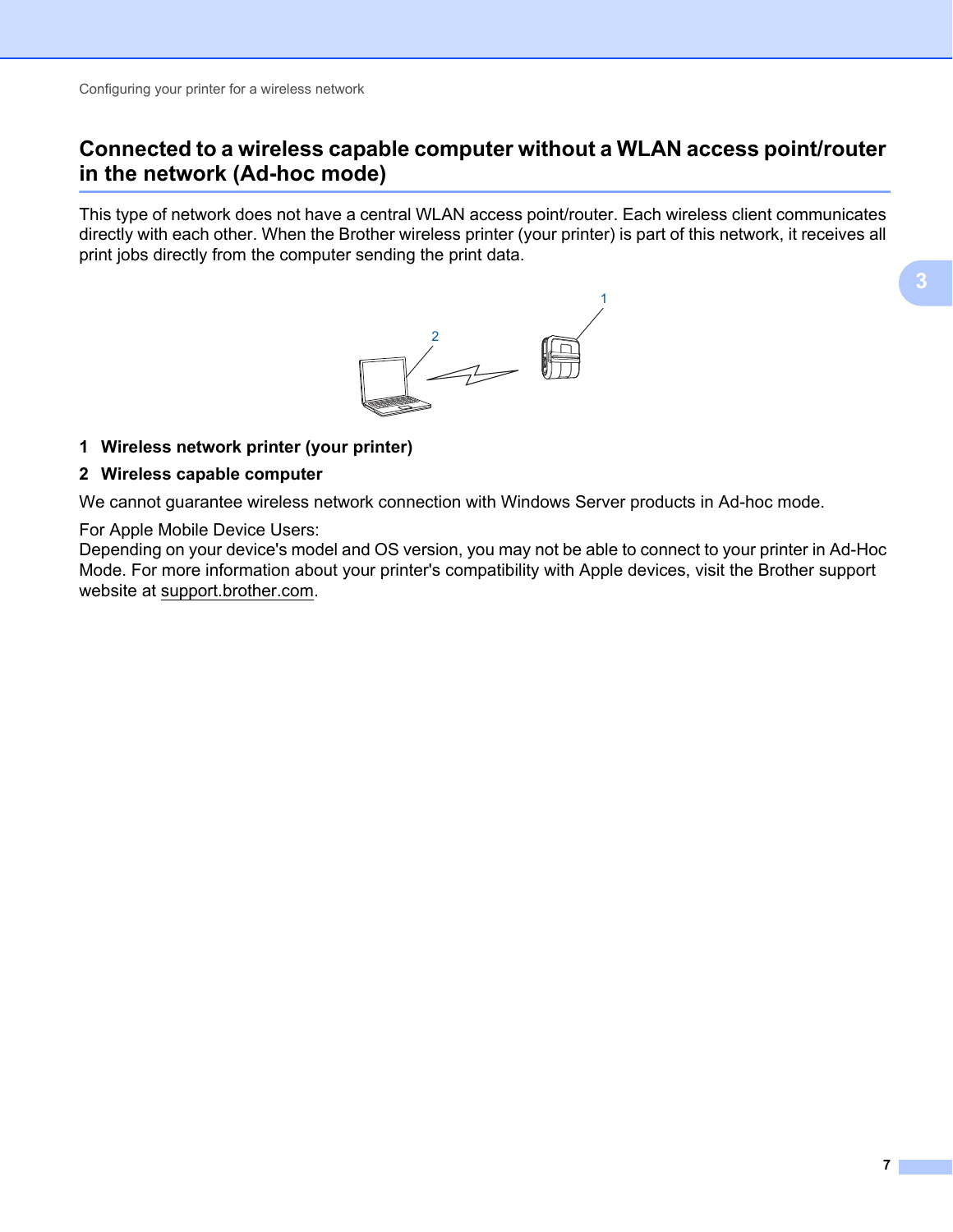## Connected to a wireless capable computer without a WLAN access point/router in the network (Ad-hoc mode)

This type of network does not have a central WLAN access point/router. Each wireless client communicates directly with each other. When the Brother wireless printer (your printer) is part of this network, it receives all print jobs directly from the computer sending the print data.

1 **Wireless network printer (your printer)**

2 **Wireless capable computer**

We cannot guarantee wireless network connection with Windows Server products in Ad-hoc mode.

For Apple Mobile Device Users:
Depending on your device's model and OS version, you may not be able to connect to your printer in Ad-Hoc Mode. For more information about your printer's compatibility with Apple devices, visit the Brother support website at support.brother.com.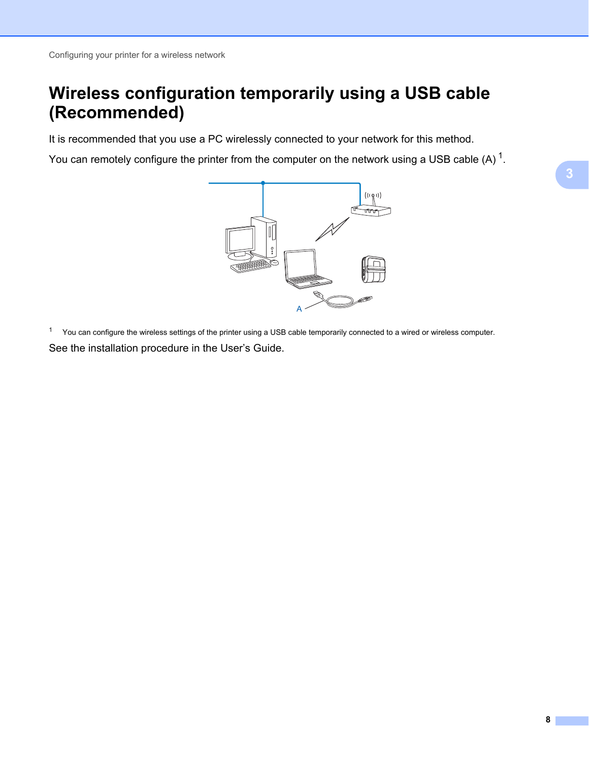# Wireless configuration temporarily using a USB cable (Recommended)

It is recommended that you use a PC wirelessly connected to your network for this method.

You can remotely configure the printer from the computer on the network using a USB cable (A) [1].

A

[1] You can configure the wireless settings of the printer using a USB cable temporarily connected to a wired or wireless computer.

See the installation procedure in the User's Guide.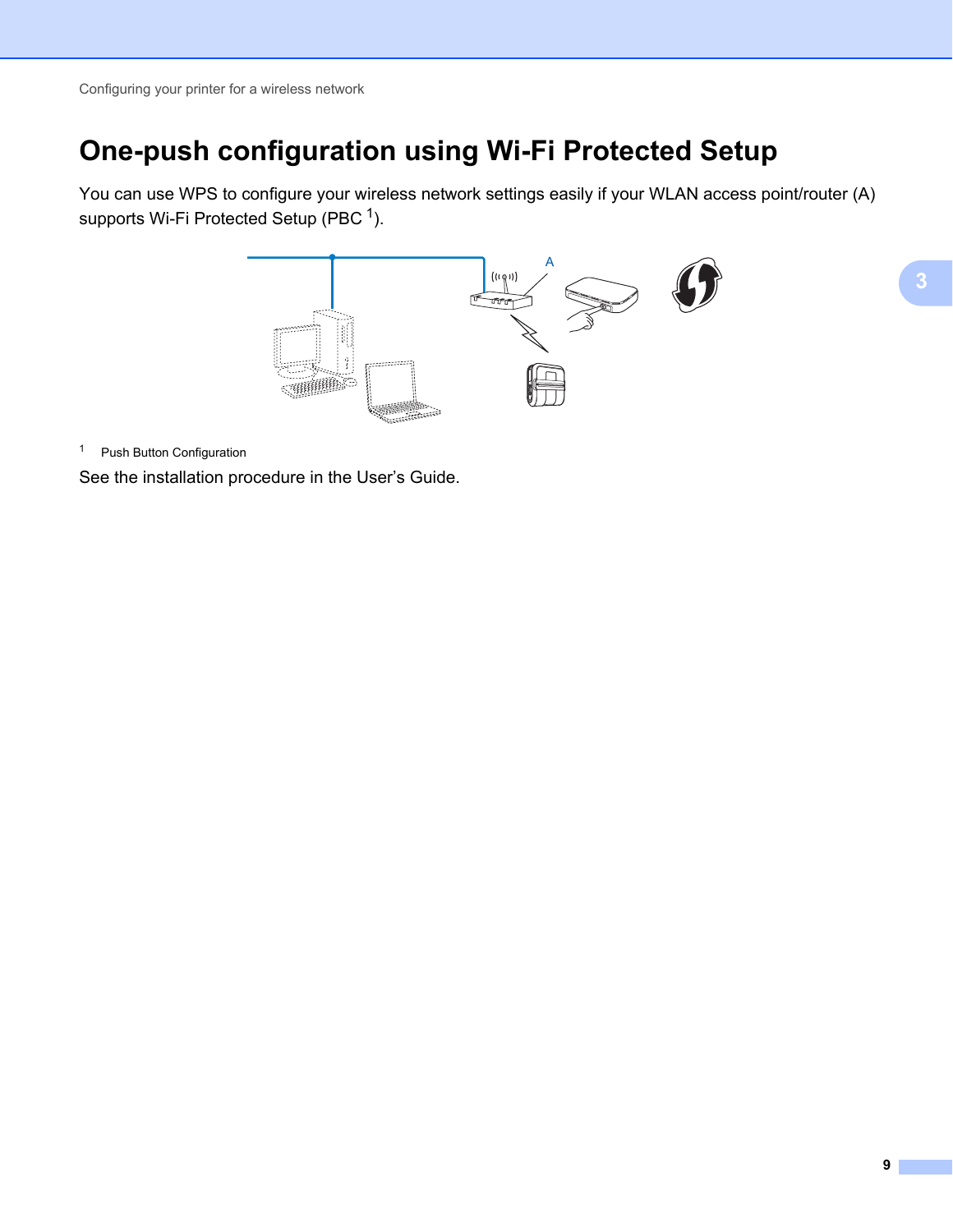# One-push configuration using Wi-Fi Protected Setup

You can use WPS to configure your wireless network settings easily if your WLAN access point/router (A) supports Wi-Fi Protected Setup (PBC [1]).

[1] Push Button Configuration

See the installation procedure in the User's Guide.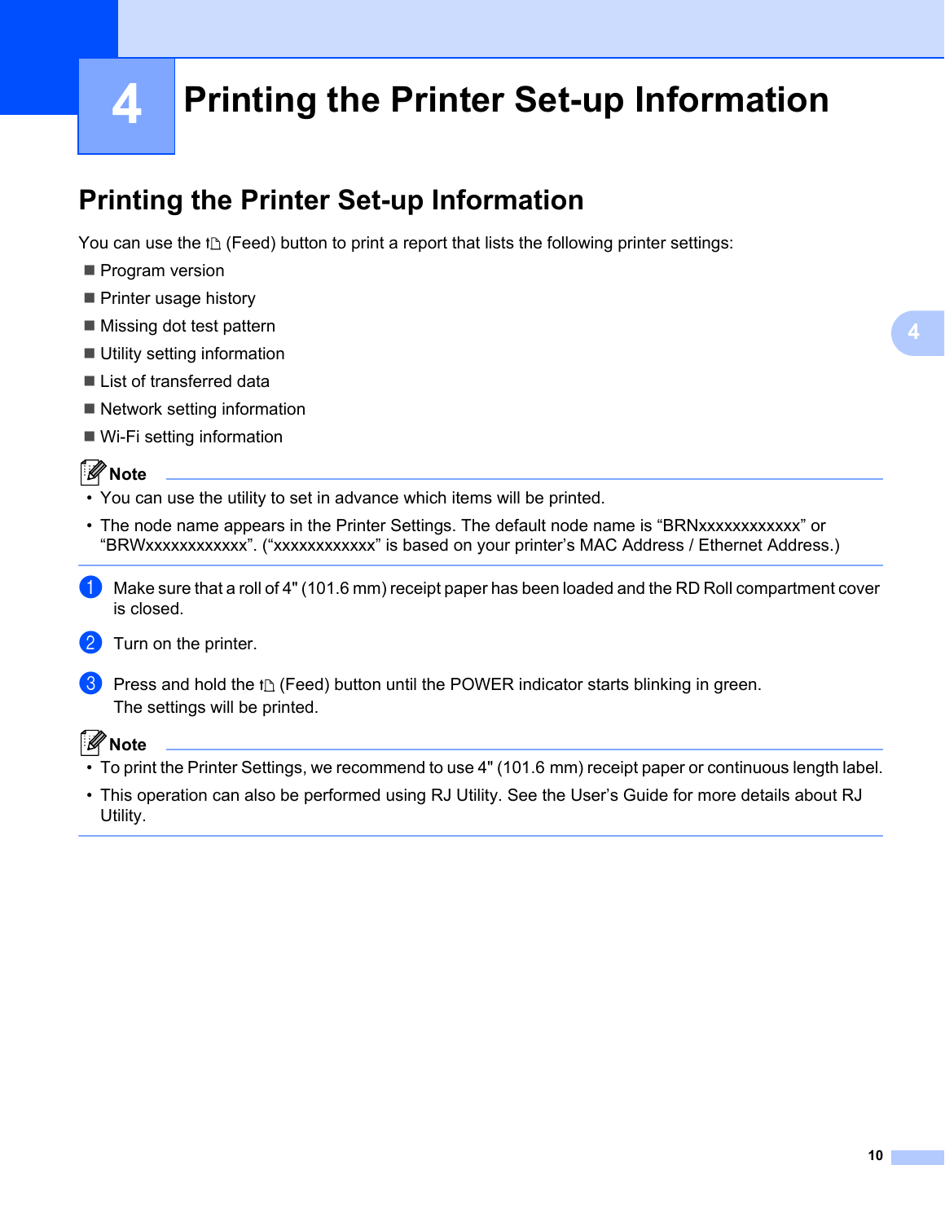# 4 Printing the Printer Set-up Information

## Printing the Printer Set-up Information

You can use the ↑🗋 (Feed) button to print a report that lists the following printer settings:

- Program version
- Printer usage history
- Missing dot test pattern
- Utility setting information
- List of transferred data
- Network setting information
- Wi-Fi setting information

**Note**

- You can use the utility to set in advance which items will be printed.
- The node name appears in the Printer Settings. The default node name is “BRNxxxxxxxxxxxx” or “BRWxxxxxxxxxxxx”. (“xxxxxxxxxxxx” is based on your printer’s MAC Address / Ethernet Address.)

1. Make sure that a roll of 4" (101.6 mm) receipt paper has been loaded and the RD Roll compartment cover is closed.
2. Turn on the printer.
3. Press and hold the ↑🗋 (Feed) button until the POWER indicator starts blinking in green. The settings will be printed.

**Note**

- To print the Printer Settings, we recommend to use 4" (101.6 mm) receipt paper or continuous length label.
- This operation can also be performed using RJ Utility. See the User’s Guide for more details about RJ Utility.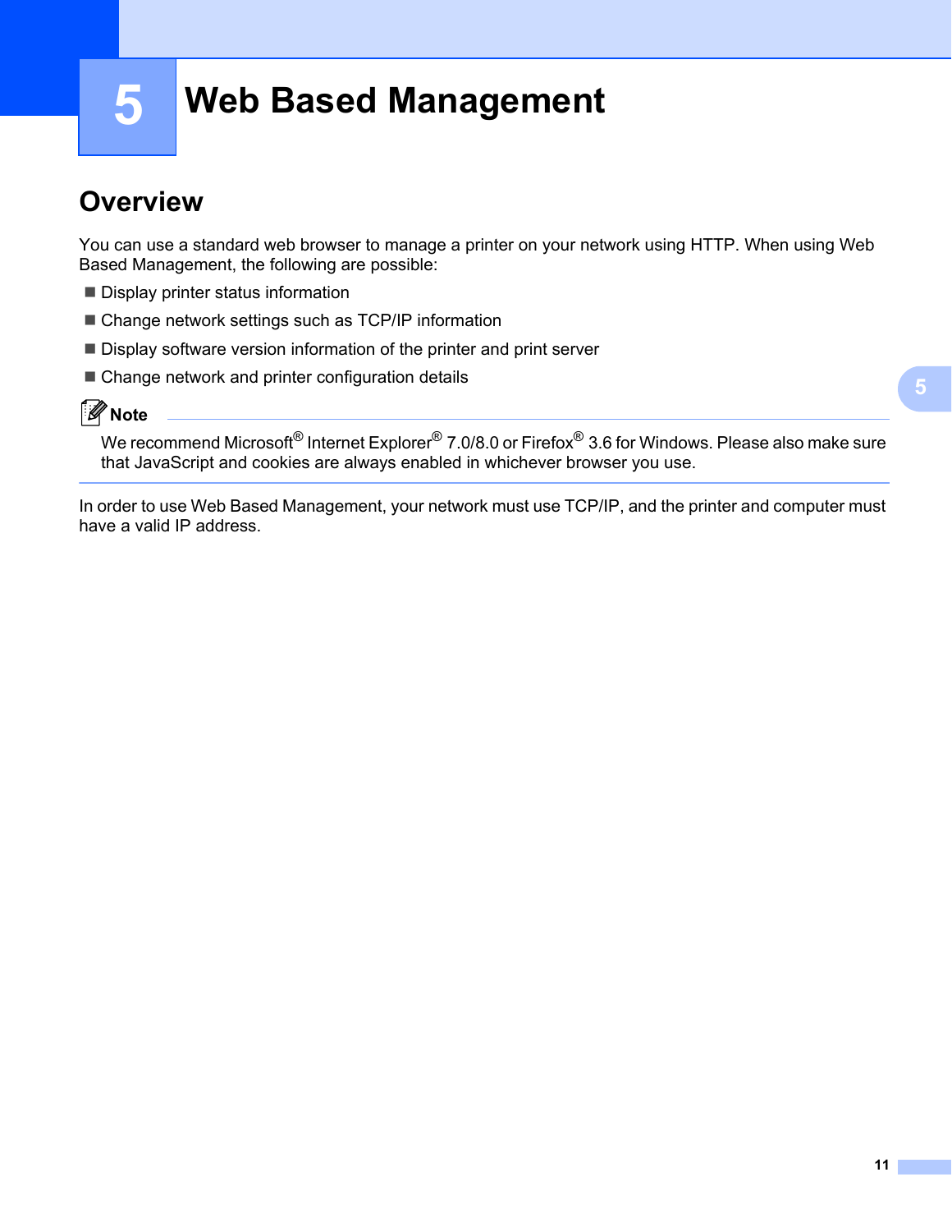# 5 Web Based Management

## Overview

You can use a standard web browser to manage a printer on your network using HTTP. When using Web Based Management, the following are possible:

- Display printer status information
- Change network settings such as TCP/IP information
- Display software version information of the printer and print server
- Change network and printer configuration details

**Note**

We recommend Microsoft® Internet Explorer® 7.0/8.0 or Firefox® 3.6 for Windows. Please also make sure that JavaScript and cookies are always enabled in whichever browser you use.

In order to use Web Based Management, your network must use TCP/IP, and the printer and computer must have a valid IP address.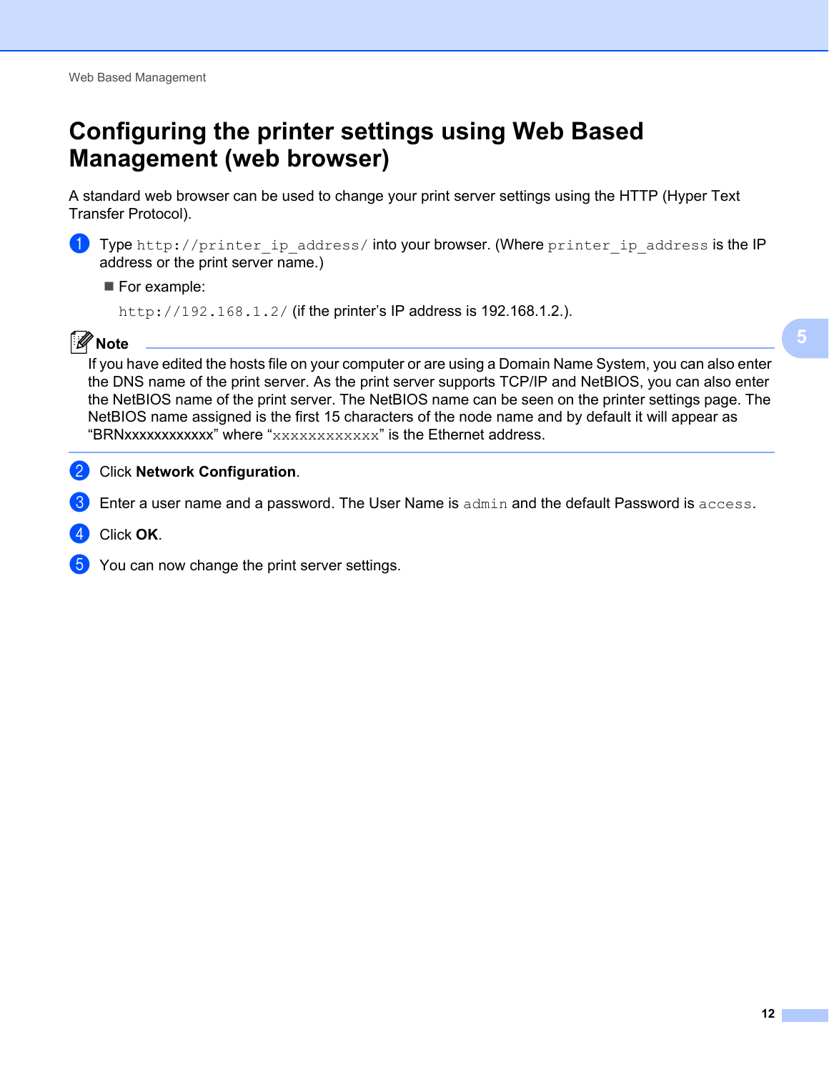# Configuring the printer settings using Web Based Management (web browser)

A standard web browser can be used to change your print server settings using the HTTP (Hyper Text Transfer Protocol).

1. Type `http://printer_ip_address/` into your browser. (Where `printer_ip_address` is the IP address or the print server name.)
   - For example:

     `http://192.168.1.2/` (if the printer's IP address is 192.168.1.2.).

> **Note**
>
> If you have edited the hosts file on your computer or are using a Domain Name System, you can also enter the DNS name of the print server. As the print server supports TCP/IP and NetBIOS, you can also enter the NetBIOS name of the print server. The NetBIOS name can be seen on the printer settings page. The NetBIOS name assigned is the first 15 characters of the node name and by default it will appear as "BRNxxxxxxxxxxxx" where "`xxxxxxxxxxxx`" is the Ethernet address.

2. Click **Network Configuration**.
3. Enter a user name and a password. The User Name is `admin` and the default Password is `access`.
4. Click **OK**.
5. You can now change the print server settings.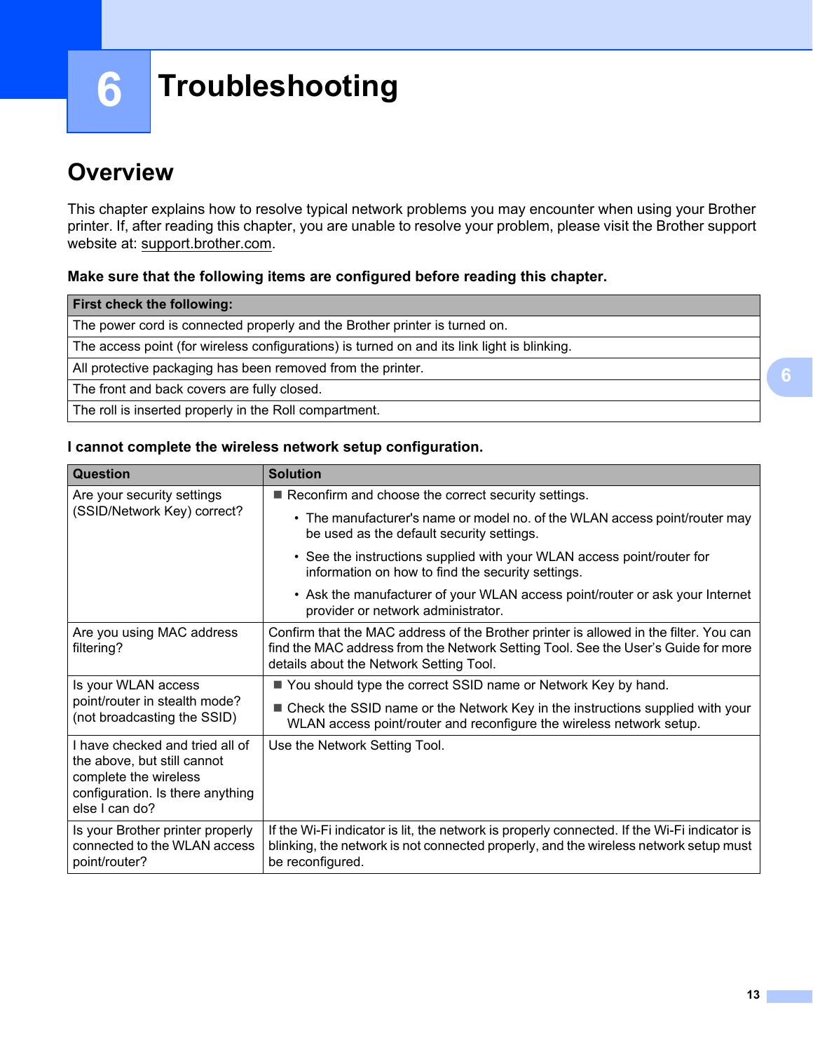# 6 Troubleshooting

## Overview

This chapter explains how to resolve typical network problems you may encounter when using your Brother printer. If, after reading this chapter, you are unable to resolve your problem, please visit the Brother support website at: support.brother.com.

**Make sure that the following items are configured before reading this chapter.**

| First check the following: |
|---|
| The power cord is connected properly and the Brother printer is turned on. |
| The access point (for wireless configurations) is turned on and its link light is blinking. |
| All protective packaging has been removed from the printer. |
| The front and back covers are fully closed. |
| The roll is inserted properly in the Roll compartment. |

**I cannot complete the wireless network setup configuration.**

| Question | Solution |
|---|---|
| Are your security settings (SSID/Network Key) correct? | ■ Reconfirm and choose the correct security settings.<br>• The manufacturer's name or model no. of the WLAN access point/router may be used as the default security settings.<br>• See the instructions supplied with your WLAN access point/router for information on how to find the security settings.<br>• Ask the manufacturer of your WLAN access point/router or ask your Internet provider or network administrator. |
| Are you using MAC address filtering? | Confirm that the MAC address of the Brother printer is allowed in the filter. You can find the MAC address from the Network Setting Tool. See the User’s Guide for more details about the Network Setting Tool. |
| Is your WLAN access point/router in stealth mode? (not broadcasting the SSID) | ■ You should type the correct SSID name or Network Key by hand.<br>■ Check the SSID name or the Network Key in the instructions supplied with your WLAN access point/router and reconfigure the wireless network setup. |
| I have checked and tried all of the above, but still cannot complete the wireless configuration. Is there anything else I can do? | Use the Network Setting Tool. |
| Is your Brother printer properly connected to the WLAN access point/router? | If the Wi-Fi indicator is lit, the network is properly connected. If the Wi-Fi indicator is blinking, the network is not connected properly, and the wireless network setup must be reconfigured. |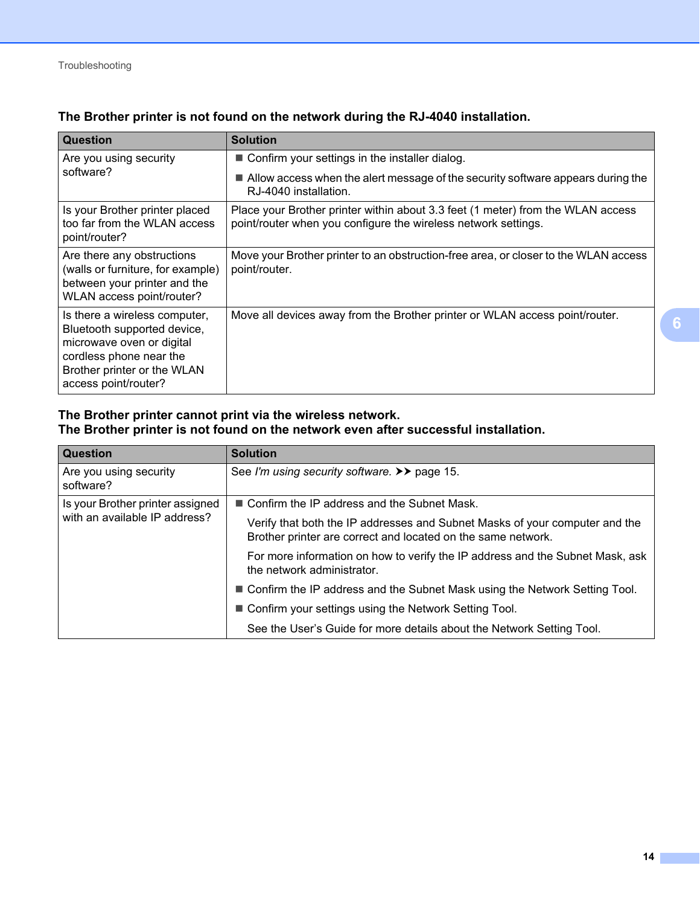### The Brother printer is not found on the network during the RJ-4040 installation.

| Question | Solution |
| --- | --- |
| Are you using security software? | ■ Confirm your settings in the installer dialog.<br>■ Allow access when the alert message of the security software appears during the RJ-4040 installation. |
| Is your Brother printer placed too far from the WLAN access point/router? | Place your Brother printer within about 3.3 feet (1 meter) from the WLAN access point/router when you configure the wireless network settings. |
| Are there any obstructions (walls or furniture, for example) between your printer and the WLAN access point/router? | Move your Brother printer to an obstruction-free area, or closer to the WLAN access point/router. |
| Is there a wireless computer, Bluetooth supported device, microwave oven or digital cordless phone near the Brother printer or the WLAN access point/router? | Move all devices away from the Brother printer or WLAN access point/router. |

### The Brother printer cannot print via the wireless network.
### The Brother printer is not found on the network even after successful installation.

| Question | Solution |
| --- | --- |
| Are you using security software? | See *I'm using security software.* ➤➤ page 15. |
| Is your Brother printer assigned with an available IP address? | ■ Confirm the IP address and the Subnet Mask.<br>Verify that both the IP addresses and Subnet Masks of your computer and the Brother printer are correct and located on the same network.<br>For more information on how to verify the IP address and the Subnet Mask, ask the network administrator.<br>■ Confirm the IP address and the Subnet Mask using the Network Setting Tool.<br>■ Confirm your settings using the Network Setting Tool.<br>See the User's Guide for more details about the Network Setting Tool. |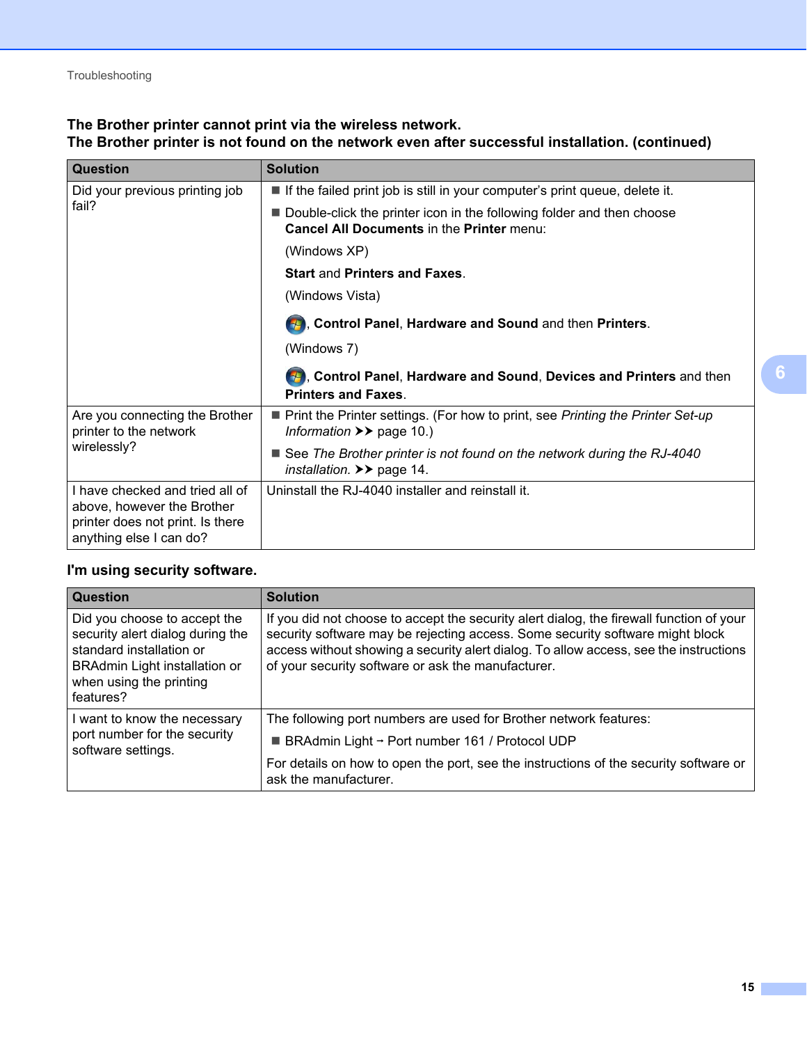## The Brother printer cannot print via the wireless network.
## The Brother printer is not found on the network even after successful installation. (continued)

| Question | Solution |
|---|---|
| Did your previous printing job fail? | ■ If the failed print job is still in your computer's print queue, delete it.<br>■ Double-click the printer icon in the following folder and then choose **Cancel All Documents** in the **Printer** menu:<br>(Windows XP)<br>**Start** and **Printers and Faxes**.<br>(Windows Vista)<br>, **Control Panel**, **Hardware and Sound** and then **Printers**.<br>(Windows 7)<br>, **Control Panel**, **Hardware and Sound**, **Devices and Printers** and then **Printers and Faxes**. |
| Are you connecting the Brother printer to the network wirelessly? | ■ Print the Printer settings. (For how to print, see *Printing the Printer Set-up Information* ➤➤ page 10.)<br>■ See *The Brother printer is not found on the network during the RJ-4040 installation.* ➤➤ page 14. |
| I have checked and tried all of above, however the Brother printer does not print. Is there anything else I can do? | Uninstall the RJ-4040 installer and reinstall it. |

### I'm using security software.

| Question | Solution |
|---|---|
| Did you choose to accept the security alert dialog during the standard installation or BRAdmin Light installation or when using the printing features? | If you did not choose to accept the security alert dialog, the firewall function of your security software may be rejecting access. Some security software might block access without showing a security alert dialog. To allow access, see the instructions of your security software or ask the manufacturer. |
| I want to know the necessary port number for the security software settings. | The following port numbers are used for Brother network features:<br>■ BRAdmin Light → Port number 161 / Protocol UDP<br>For details on how to open the port, see the instructions of the security software or ask the manufacturer. |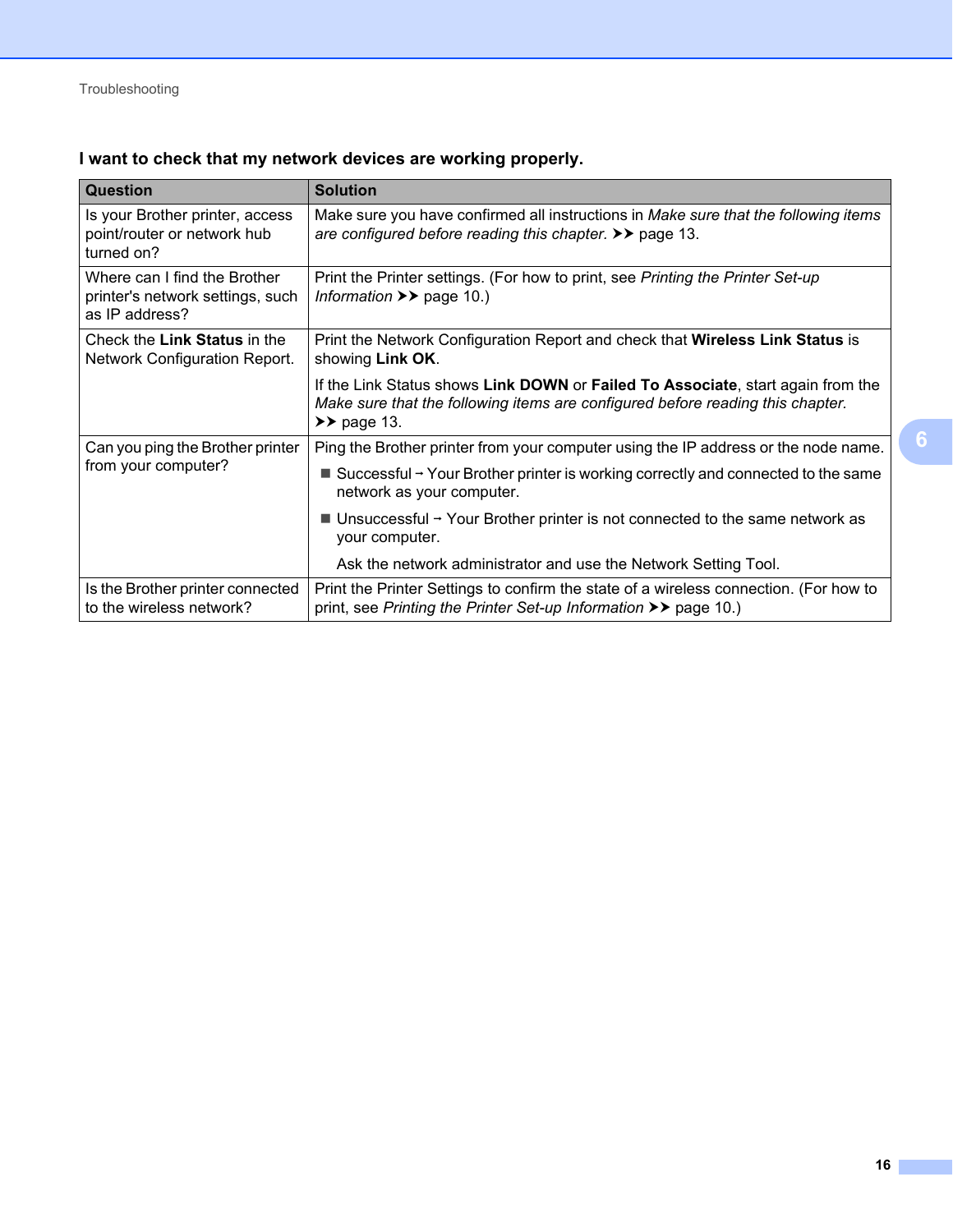### I want to check that my network devices are working properly.

| Question | Solution |
|---|---|
| Is your Brother printer, access point/router or network hub turned on? | Make sure you have confirmed all instructions in *Make sure that the following items are configured before reading this chapter.* ➤➤ page 13. |
| Where can I find the Brother printer's network settings, such as IP address? | Print the Printer settings. (For how to print, see *Printing the Printer Set-up Information* ➤➤ page 10.) |
| Check the **Link Status** in the Network Configuration Report. | Print the Network Configuration Report and check that **Wireless Link Status** is showing **Link OK**.<br><br>If the Link Status shows **Link DOWN** or **Failed To Associate**, start again from the *Make sure that the following items are configured before reading this chapter.* ➤➤ page 13. |
| Can you ping the Brother printer from your computer? | Ping the Brother printer from your computer using the IP address or the node name.<br>■ Successful → Your Brother printer is working correctly and connected to the same network as your computer.<br>■ Unsuccessful → Your Brother printer is not connected to the same network as your computer.<br>Ask the network administrator and use the Network Setting Tool. |
| Is the Brother printer connected to the wireless network? | Print the Printer Settings to confirm the state of a wireless connection. (For how to print, see *Printing the Printer Set-up Information* ➤➤ page 10.) |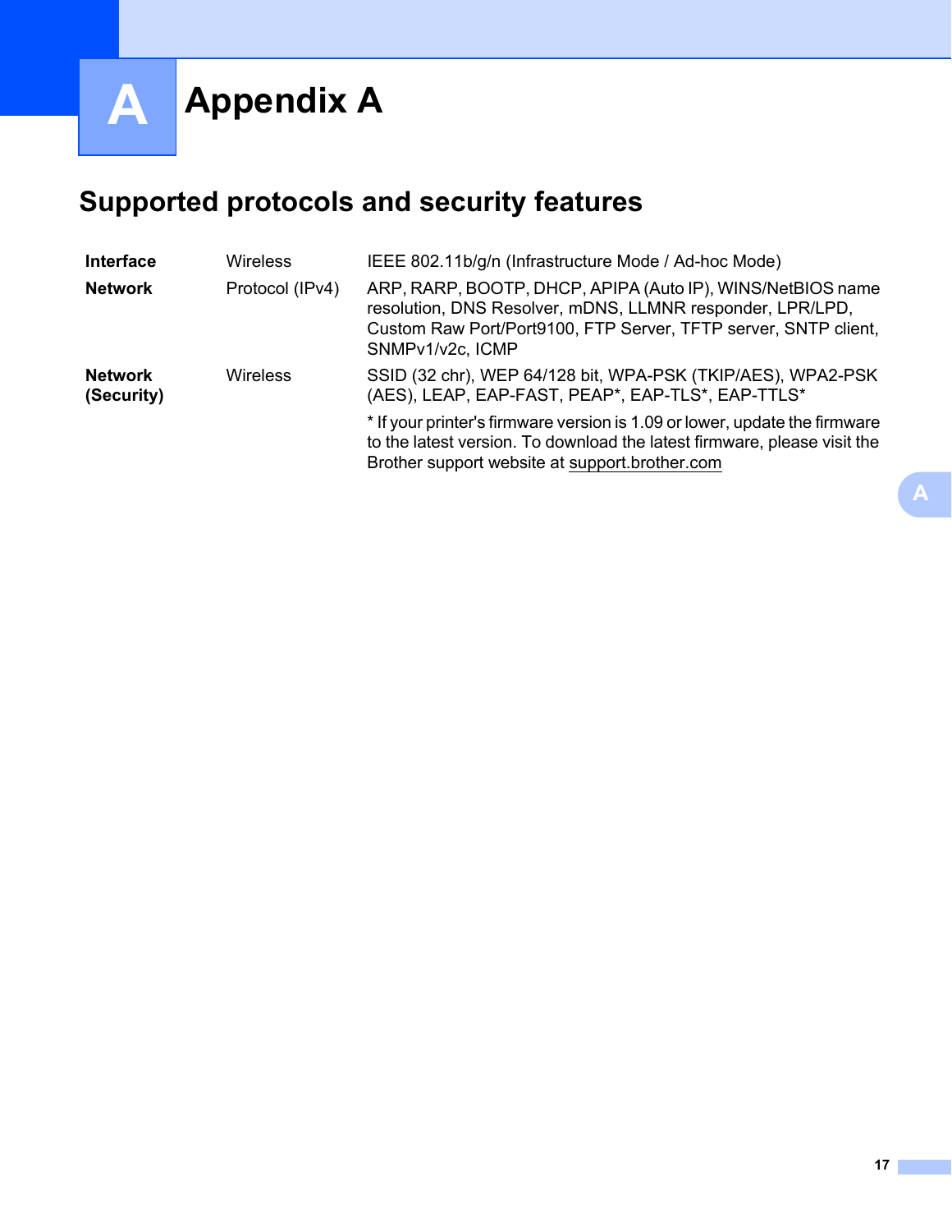# Appendix A

## Supported protocols and security features

| | | |
|---|---|---|
| **Interface** | Wireless | IEEE 802.11b/g/n (Infrastructure Mode / Ad-hoc Mode) |
| **Network** | Protocol (IPv4) | ARP, RARP, BOOTP, DHCP, APIPA (Auto IP), WINS/NetBIOS name resolution, DNS Resolver, mDNS, LLMNR responder, LPR/LPD, Custom Raw Port/Port9100, FTP Server, TFTP server, SNTP client, SNMPv1/v2c, ICMP |
| **Network (Security)** | Wireless | SSID (32 chr), WEP 64/128 bit, WPA-PSK (TKIP/AES), WPA2-PSK (AES), LEAP, EAP-FAST, PEAP*, EAP-TLS*, EAP-TTLS*<br><br>* If your printer's firmware version is 1.09 or lower, update the firmware to the latest version. To download the latest firmware, please visit the Brother support website at support.brother.com |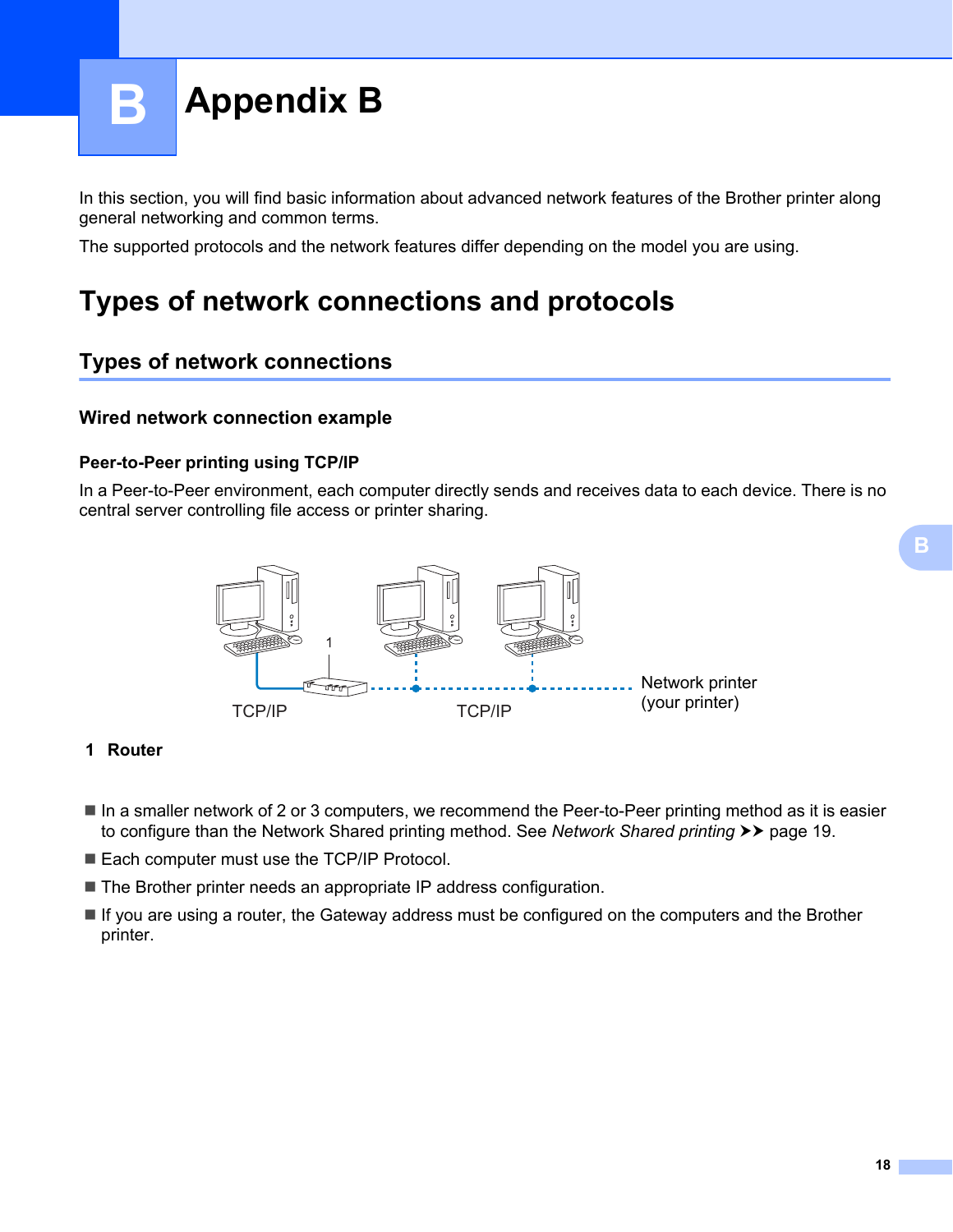# Appendix B

In this section, you will find basic information about advanced network features of the Brother printer along general networking and common terms.

The supported protocols and the network features differ depending on the model you are using.

## Types of network connections and protocols

### Types of network connections

#### Wired network connection example

##### Peer-to-Peer printing using TCP/IP

In a Peer-to-Peer environment, each computer directly sends and receives data to each device. There is no central server controlling file access or printer sharing.

1 Router

- In a smaller network of 2 or 3 computers, we recommend the Peer-to-Peer printing method as it is easier to configure than the Network Shared printing method. See *Network Shared printing* ➤➤ page 19.
- Each computer must use the TCP/IP Protocol.
- The Brother printer needs an appropriate IP address configuration.
- If you are using a router, the Gateway address must be configured on the computers and the Brother printer.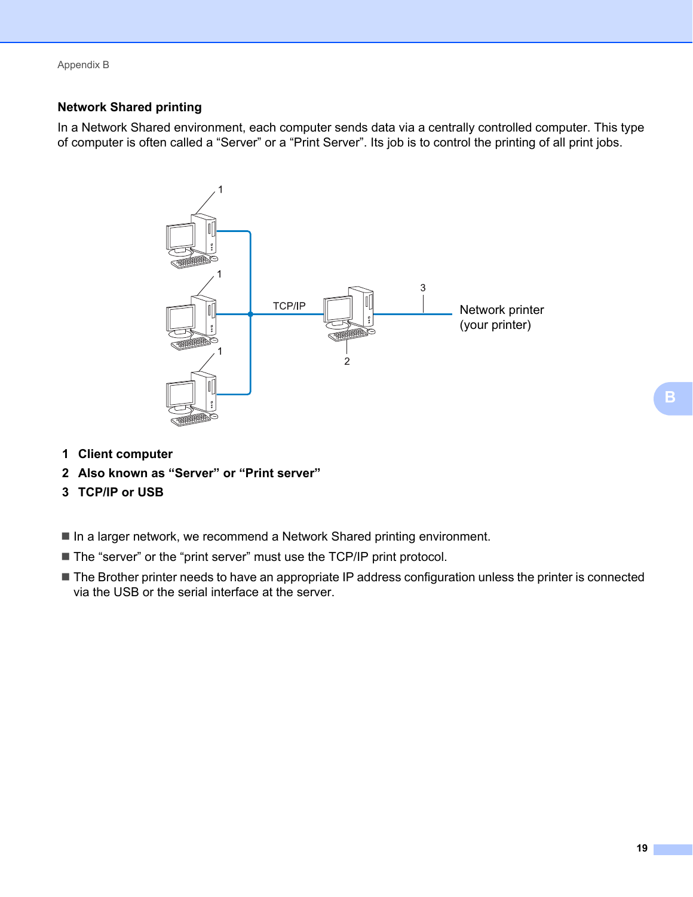### Network Shared printing

In a Network Shared environment, each computer sends data via a centrally controlled computer. This type of computer is often called a “Server” or a “Print Server”. Its job is to control the printing of all print jobs.

1 **Client computer**

2 **Also known as “Server” or “Print server”**

3 **TCP/IP or USB**

- In a larger network, we recommend a Network Shared printing environment.
- The “server” or the “print server” must use the TCP/IP print protocol.
- The Brother printer needs to have an appropriate IP address configuration unless the printer is connected via the USB or the serial interface at the server.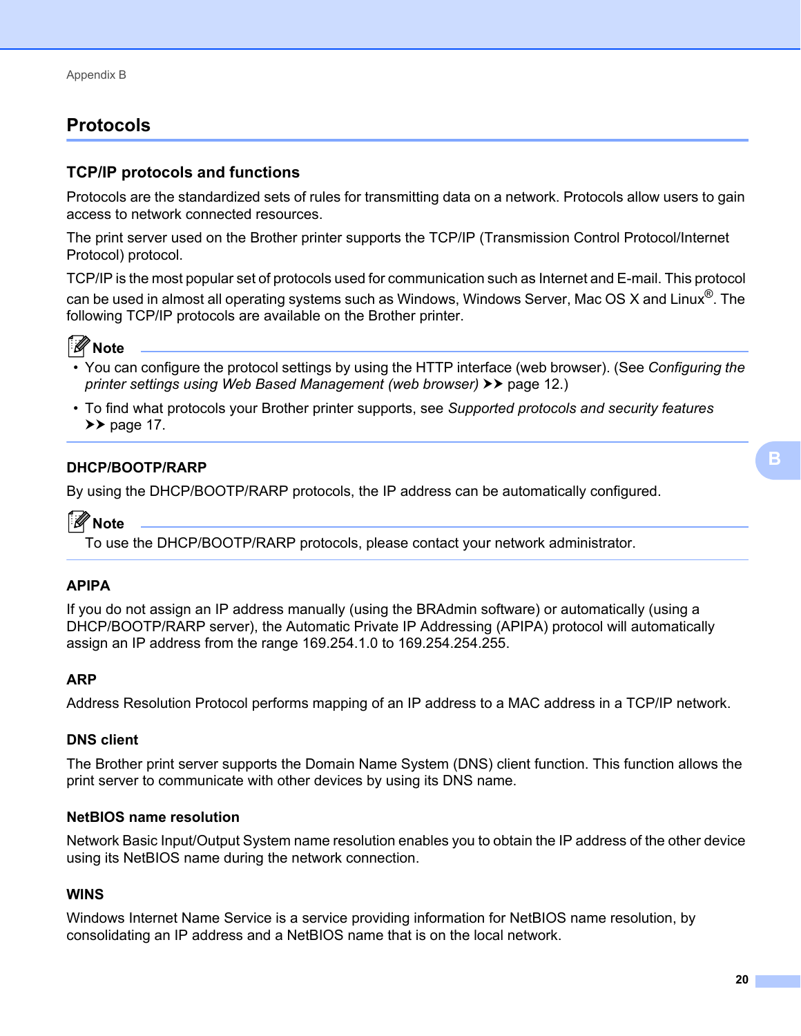## Protocols

### TCP/IP protocols and functions

Protocols are the standardized sets of rules for transmitting data on a network. Protocols allow users to gain access to network connected resources.

The print server used on the Brother printer supports the TCP/IP (Transmission Control Protocol/Internet Protocol) protocol.

TCP/IP is the most popular set of protocols used for communication such as Internet and E-mail. This protocol can be used in almost all operating systems such as Windows, Windows Server, Mac OS X and Linux®. The following TCP/IP protocols are available on the Brother printer.

**Note**

- You can configure the protocol settings by using the HTTP interface (web browser). (See *Configuring the printer settings using Web Based Management (web browser)* ➤➤ page 12.)
- To find what protocols your Brother printer supports, see *Supported protocols and security features* ➤➤ page 17.

#### DHCP/BOOTP/RARP

By using the DHCP/BOOTP/RARP protocols, the IP address can be automatically configured.

**Note**

To use the DHCP/BOOTP/RARP protocols, please contact your network administrator.

#### APIPA

If you do not assign an IP address manually (using the BRAdmin software) or automatically (using a DHCP/BOOTP/RARP server), the Automatic Private IP Addressing (APIPA) protocol will automatically assign an IP address from the range 169.254.1.0 to 169.254.254.255.

#### ARP

Address Resolution Protocol performs mapping of an IP address to a MAC address in a TCP/IP network.

#### DNS client

The Brother print server supports the Domain Name System (DNS) client function. This function allows the print server to communicate with other devices by using its DNS name.

#### NetBIOS name resolution

Network Basic Input/Output System name resolution enables you to obtain the IP address of the other device using its NetBIOS name during the network connection.

#### WINS

Windows Internet Name Service is a service providing information for NetBIOS name resolution, by consolidating an IP address and a NetBIOS name that is on the local network.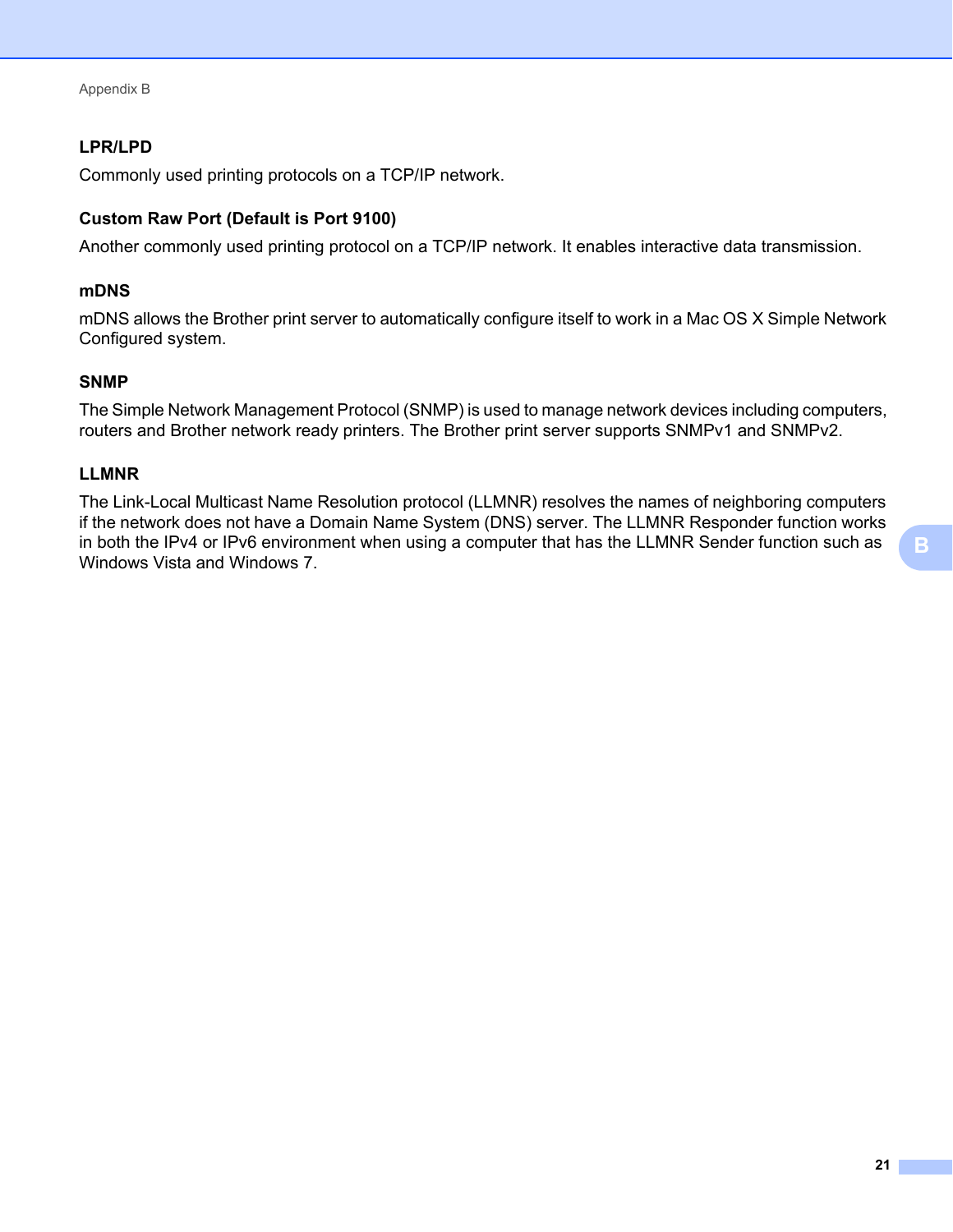### LPR/LPD

Commonly used printing protocols on a TCP/IP network.

### Custom Raw Port (Default is Port 9100)

Another commonly used printing protocol on a TCP/IP network. It enables interactive data transmission.

### mDNS

mDNS allows the Brother print server to automatically configure itself to work in a Mac OS X Simple Network Configured system.

### SNMP

The Simple Network Management Protocol (SNMP) is used to manage network devices including computers, routers and Brother network ready printers. The Brother print server supports SNMPv1 and SNMPv2.

### LLMNR

The Link-Local Multicast Name Resolution protocol (LLMNR) resolves the names of neighboring computers if the network does not have a Domain Name System (DNS) server. The LLMNR Responder function works in both the IPv4 or IPv6 environment when using a computer that has the LLMNR Sender function such as Windows Vista and Windows 7.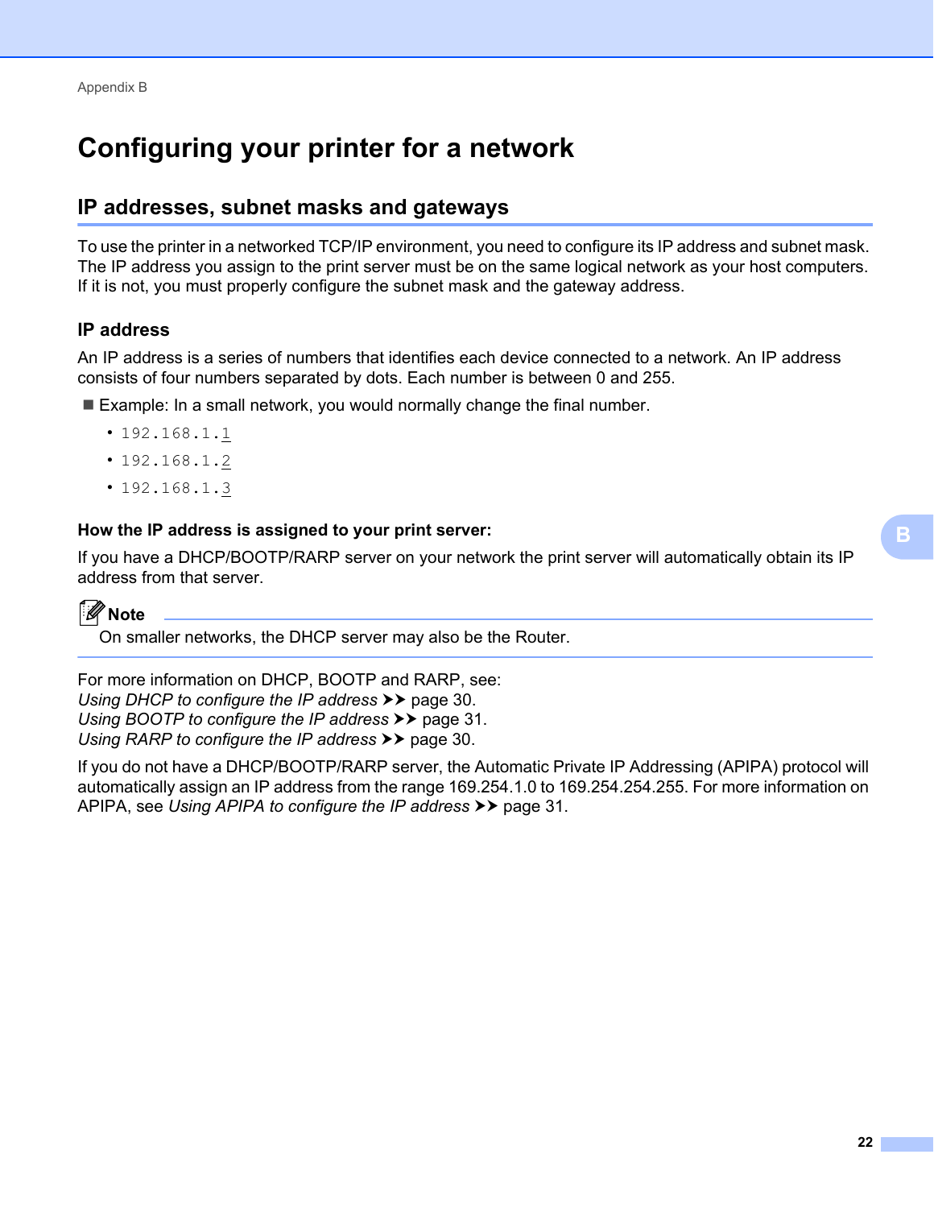# Configuring your printer for a network

## IP addresses, subnet masks and gateways

To use the printer in a networked TCP/IP environment, you need to configure its IP address and subnet mask. The IP address you assign to the print server must be on the same logical network as your host computers. If it is not, you must properly configure the subnet mask and the gateway address.

### IP address

An IP address is a series of numbers that identifies each device connected to a network. An IP address consists of four numbers separated by dots. Each number is between 0 and 255.

- Example: In a small network, you would normally change the final number.
  - `192.168.1.1`
  - `192.168.1.2`
  - `192.168.1.3`

#### How the IP address is assigned to your print server:

If you have a DHCP/BOOTP/RARP server on your network the print server will automatically obtain its IP address from that server.

> **Note**
>
> On smaller networks, the DHCP server may also be the Router.

For more information on DHCP, BOOTP and RARP, see:
*Using DHCP to configure the IP address* ➤➤ page 30.
*Using BOOTP to configure the IP address* ➤➤ page 31.
*Using RARP to configure the IP address* ➤➤ page 30.

If you do not have a DHCP/BOOTP/RARP server, the Automatic Private IP Addressing (APIPA) protocol will automatically assign an IP address from the range 169.254.1.0 to 169.254.254.255. For more information on APIPA, see *Using APIPA to configure the IP address* ➤➤ page 31.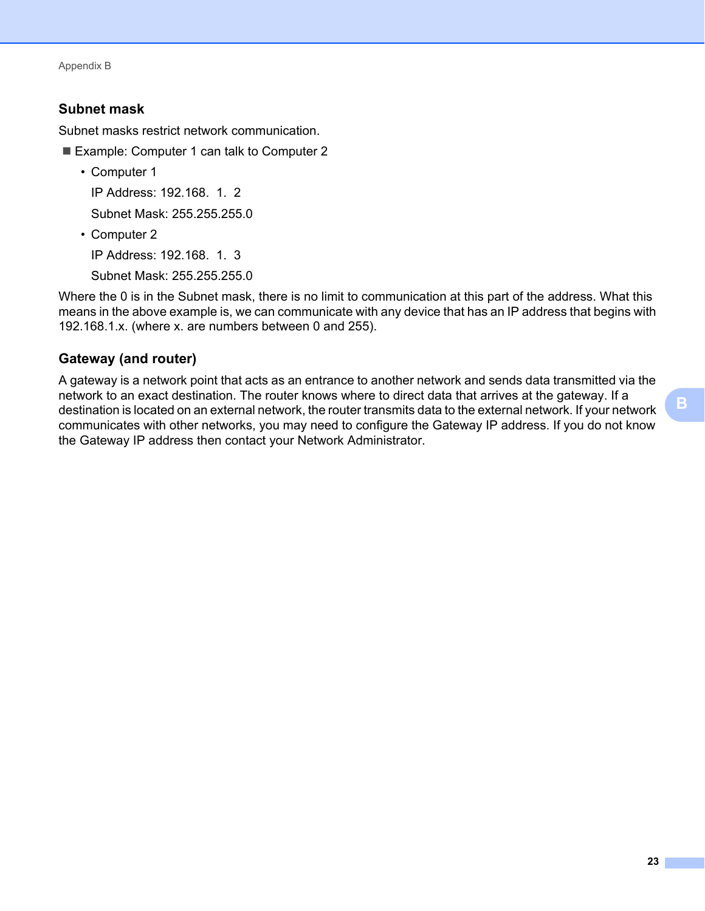### Subnet mask

Subnet masks restrict network communication.

- Example: Computer 1 can talk to Computer 2
  - Computer 1

    IP Address: 192.168. 1. 2

    Subnet Mask: 255.255.255.0
  - Computer 2

    IP Address: 192.168. 1. 3

    Subnet Mask: 255.255.255.0

Where the 0 is in the Subnet mask, there is no limit to communication at this part of the address. What this means in the above example is, we can communicate with any device that has an IP address that begins with 192.168.1.x. (where x. are numbers between 0 and 255).

### Gateway (and router)

A gateway is a network point that acts as an entrance to another network and sends data transmitted via the network to an exact destination. The router knows where to direct data that arrives at the gateway. If a destination is located on an external network, the router transmits data to the external network. If your network communicates with other networks, you may need to configure the Gateway IP address. If you do not know the Gateway IP address then contact your Network Administrator.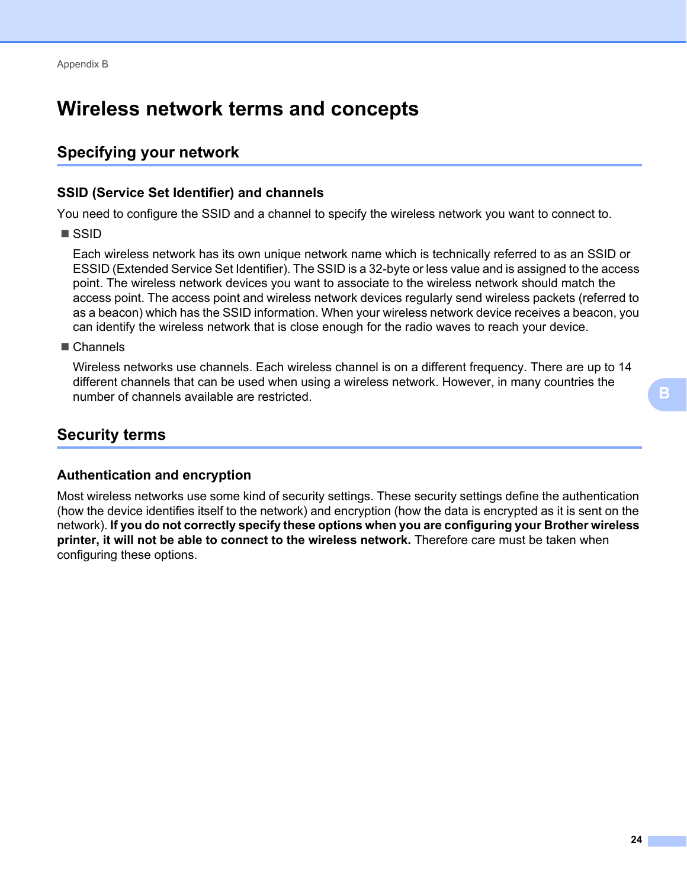# Wireless network terms and concepts

## Specifying your network

### SSID (Service Set Identifier) and channels

You need to configure the SSID and a channel to specify the wireless network you want to connect to.

- SSID

  Each wireless network has its own unique network name which is technically referred to as an SSID or ESSID (Extended Service Set Identifier). The SSID is a 32-byte or less value and is assigned to the access point. The wireless network devices you want to associate to the wireless network should match the access point. The access point and wireless network devices regularly send wireless packets (referred to as a beacon) which has the SSID information. When your wireless network device receives a beacon, you can identify the wireless network that is close enough for the radio waves to reach your device.

- Channels

  Wireless networks use channels. Each wireless channel is on a different frequency. There are up to 14 different channels that can be used when using a wireless network. However, in many countries the number of channels available are restricted.

## Security terms

### Authentication and encryption

Most wireless networks use some kind of security settings. These security settings define the authentication (how the device identifies itself to the network) and encryption (how the data is encrypted as it is sent on the network). **If you do not correctly specify these options when you are configuring your Brother wireless printer, it will not be able to connect to the wireless network.** Therefore care must be taken when configuring these options.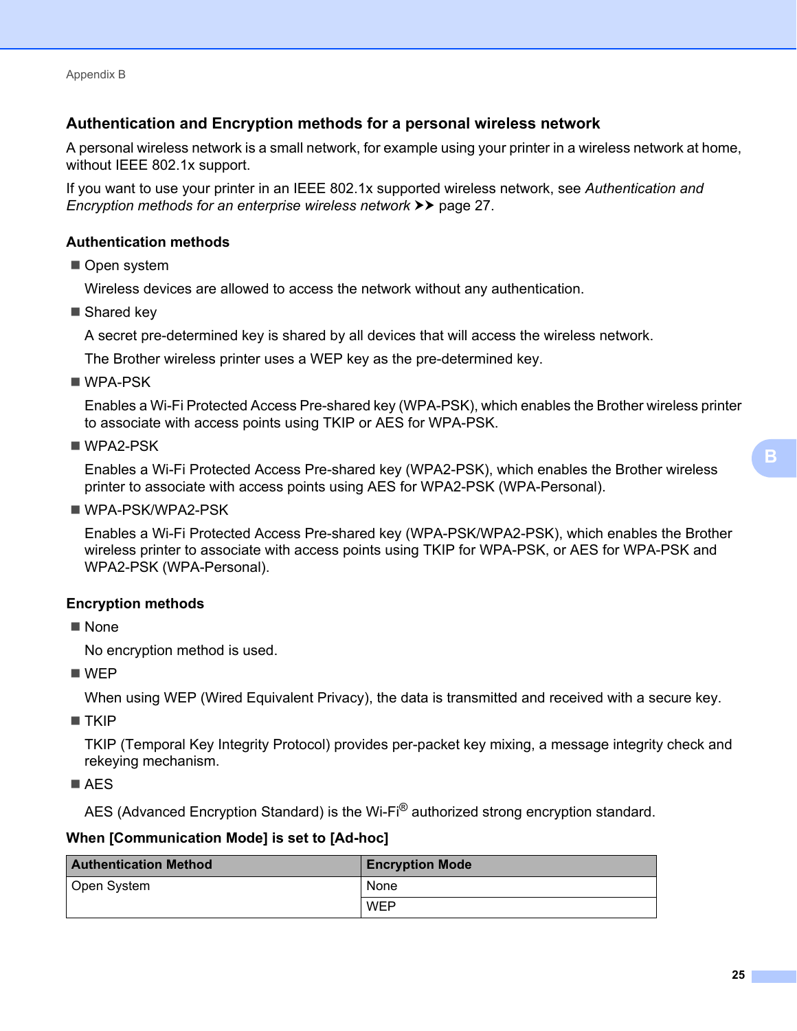## Authentication and Encryption methods for a personal wireless network

A personal wireless network is a small network, for example using your printer in a wireless network at home, without IEEE 802.1x support.

If you want to use your printer in an IEEE 802.1x supported wireless network, see *Authentication and Encryption methods for an enterprise wireless network* ➤➤ page 27.

### Authentication methods

- Open system

  Wireless devices are allowed to access the network without any authentication.

- Shared key

  A secret pre-determined key is shared by all devices that will access the wireless network.

  The Brother wireless printer uses a WEP key as the pre-determined key.

- WPA-PSK

  Enables a Wi-Fi Protected Access Pre-shared key (WPA-PSK), which enables the Brother wireless printer to associate with access points using TKIP or AES for WPA-PSK.

- WPA2-PSK

  Enables a Wi-Fi Protected Access Pre-shared key (WPA2-PSK), which enables the Brother wireless printer to associate with access points using AES for WPA2-PSK (WPA-Personal).

- WPA-PSK/WPA2-PSK

  Enables a Wi-Fi Protected Access Pre-shared key (WPA-PSK/WPA2-PSK), which enables the Brother wireless printer to associate with access points using TKIP for WPA-PSK, or AES for WPA-PSK and WPA2-PSK (WPA-Personal).

### Encryption methods

- None

  No encryption method is used.

- WEP

  When using WEP (Wired Equivalent Privacy), the data is transmitted and received with a secure key.

- TKIP

  TKIP (Temporal Key Integrity Protocol) provides per-packet key mixing, a message integrity check and rekeying mechanism.

- AES

  AES (Advanced Encryption Standard) is the Wi-Fi® authorized strong encryption standard.

**When [Communication Mode] is set to [Ad-hoc]**

| Authentication Method | Encryption Mode |
|---|---|
| Open System | None |
| | WEP |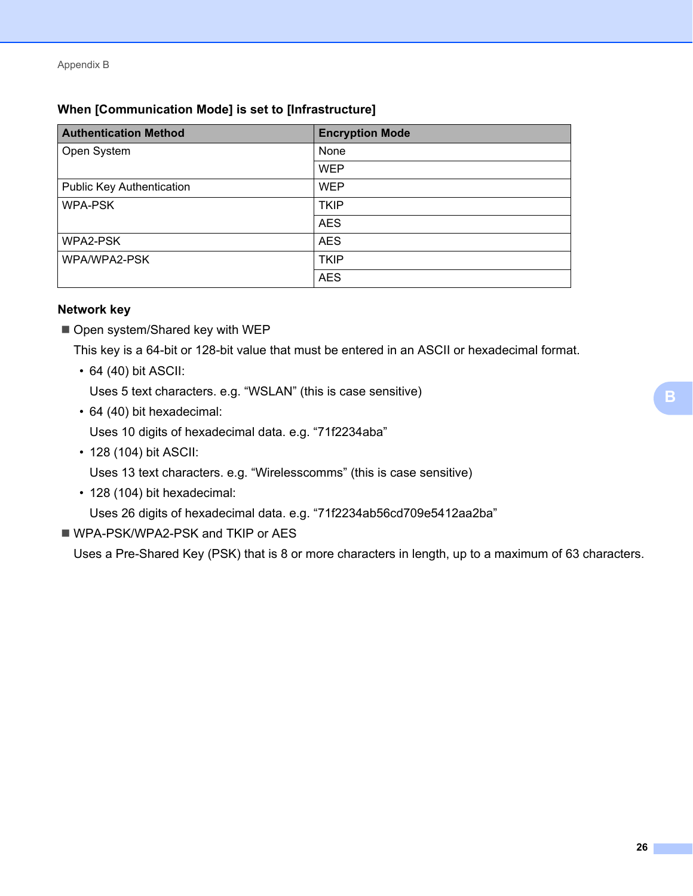### When [Communication Mode] is set to [Infrastructure]

| Authentication Method | Encryption Mode |
|---|---|
| Open System | None |
| | WEP |
| Public Key Authentication | WEP |
| WPA-PSK | TKIP |
| | AES |
| WPA2-PSK | AES |
| WPA/WPA2-PSK | TKIP |
| | AES |

### Network key

- Open system/Shared key with WEP

  This key is a 64-bit or 128-bit value that must be entered in an ASCII or hexadecimal format.

  - 64 (40) bit ASCII:

    Uses 5 text characters. e.g. “WSLAN” (this is case sensitive)
  - 64 (40) bit hexadecimal:

    Uses 10 digits of hexadecimal data. e.g. “71f2234aba”
  - 128 (104) bit ASCII:

    Uses 13 text characters. e.g. “Wirelesscomms” (this is case sensitive)
  - 128 (104) bit hexadecimal:

    Uses 26 digits of hexadecimal data. e.g. “71f2234ab56cd709e5412aa2ba”

- WPA-PSK/WPA2-PSK and TKIP or AES

  Uses a Pre-Shared Key (PSK) that is 8 or more characters in length, up to a maximum of 63 characters.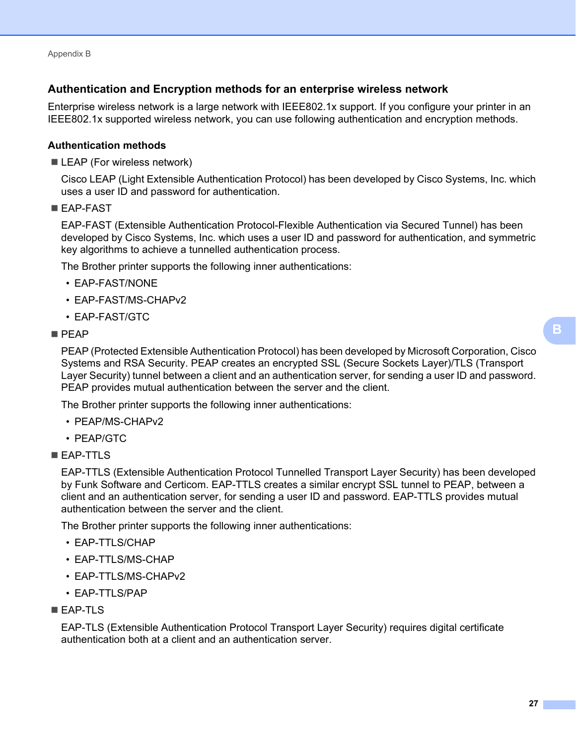## Authentication and Encryption methods for an enterprise wireless network

Enterprise wireless network is a large network with IEEE802.1x support. If you configure your printer in an IEEE802.1x supported wireless network, you can use following authentication and encryption methods.

### Authentication methods

- LEAP (For wireless network)

  Cisco LEAP (Light Extensible Authentication Protocol) has been developed by Cisco Systems, Inc. which uses a user ID and password for authentication.

- EAP-FAST

  EAP-FAST (Extensible Authentication Protocol-Flexible Authentication via Secured Tunnel) has been developed by Cisco Systems, Inc. which uses a user ID and password for authentication, and symmetric key algorithms to achieve a tunnelled authentication process.

  The Brother printer supports the following inner authentications:

  - EAP-FAST/NONE
  - EAP-FAST/MS-CHAPv2
  - EAP-FAST/GTC

- PEAP

  PEAP (Protected Extensible Authentication Protocol) has been developed by Microsoft Corporation, Cisco Systems and RSA Security. PEAP creates an encrypted SSL (Secure Sockets Layer)/TLS (Transport Layer Security) tunnel between a client and an authentication server, for sending a user ID and password. PEAP provides mutual authentication between the server and the client.

  The Brother printer supports the following inner authentications:

  - PEAP/MS-CHAPv2
  - PEAP/GTC

- EAP-TTLS

  EAP-TTLS (Extensible Authentication Protocol Tunnelled Transport Layer Security) has been developed by Funk Software and Certicom. EAP-TTLS creates a similar encrypt SSL tunnel to PEAP, between a client and an authentication server, for sending a user ID and password. EAP-TTLS provides mutual authentication between the server and the client.

  The Brother printer supports the following inner authentications:

  - EAP-TTLS/CHAP
  - EAP-TTLS/MS-CHAP
  - EAP-TTLS/MS-CHAPv2
  - EAP-TTLS/PAP

- EAP-TLS

  EAP-TLS (Extensible Authentication Protocol Transport Layer Security) requires digital certificate authentication both at a client and an authentication server.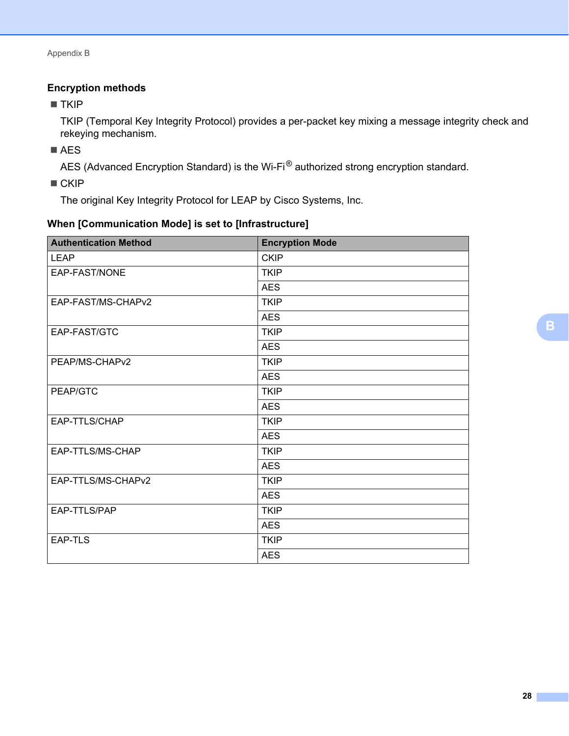## Encryption methods

- TKIP

  TKIP (Temporal Key Integrity Protocol) provides a per-packet key mixing a message integrity check and rekeying mechanism.

- AES

  AES (Advanced Encryption Standard) is the Wi-Fi® authorized strong encryption standard.

- CKIP

  The original Key Integrity Protocol for LEAP by Cisco Systems, Inc.

### When [Communication Mode] is set to [Infrastructure]

| Authentication Method | Encryption Mode |
|---|---|
| LEAP | CKIP |
| EAP-FAST/NONE | TKIP |
| | AES |
| EAP-FAST/MS-CHAPv2 | TKIP |
| | AES |
| EAP-FAST/GTC | TKIP |
| | AES |
| PEAP/MS-CHAPv2 | TKIP |
| | AES |
| PEAP/GTC | TKIP |
| | AES |
| EAP-TTLS/CHAP | TKIP |
| | AES |
| EAP-TTLS/MS-CHAP | TKIP |
| | AES |
| EAP-TTLS/MS-CHAPv2 | TKIP |
| | AES |
| EAP-TTLS/PAP | TKIP |
| | AES |
| EAP-TLS | TKIP |
| | AES |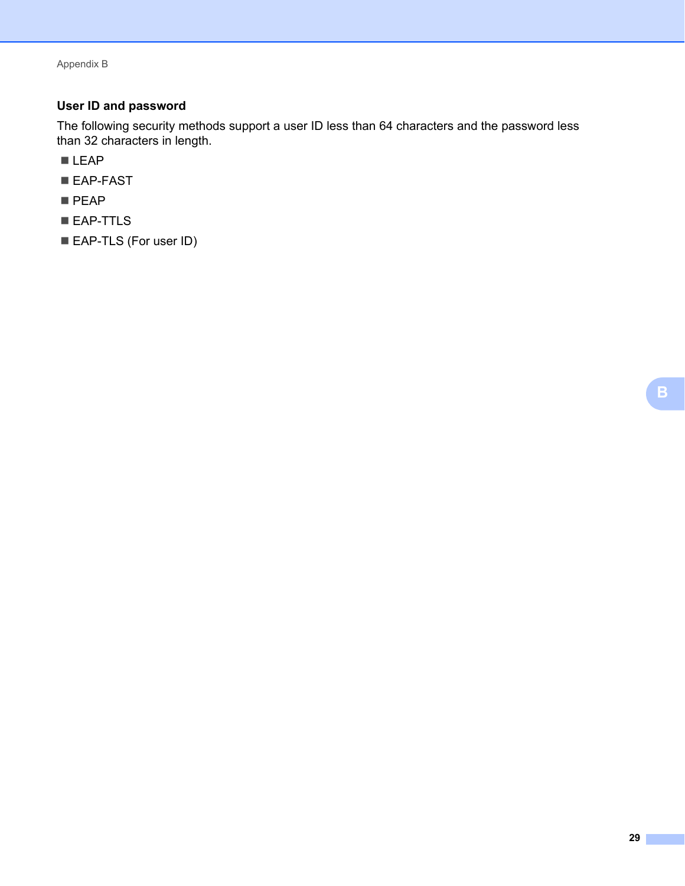### User ID and password

The following security methods support a user ID less than 64 characters and the password less than 32 characters in length.

- LEAP
- EAP-FAST
- PEAP
- EAP-TTLS
- EAP-TLS (For user ID)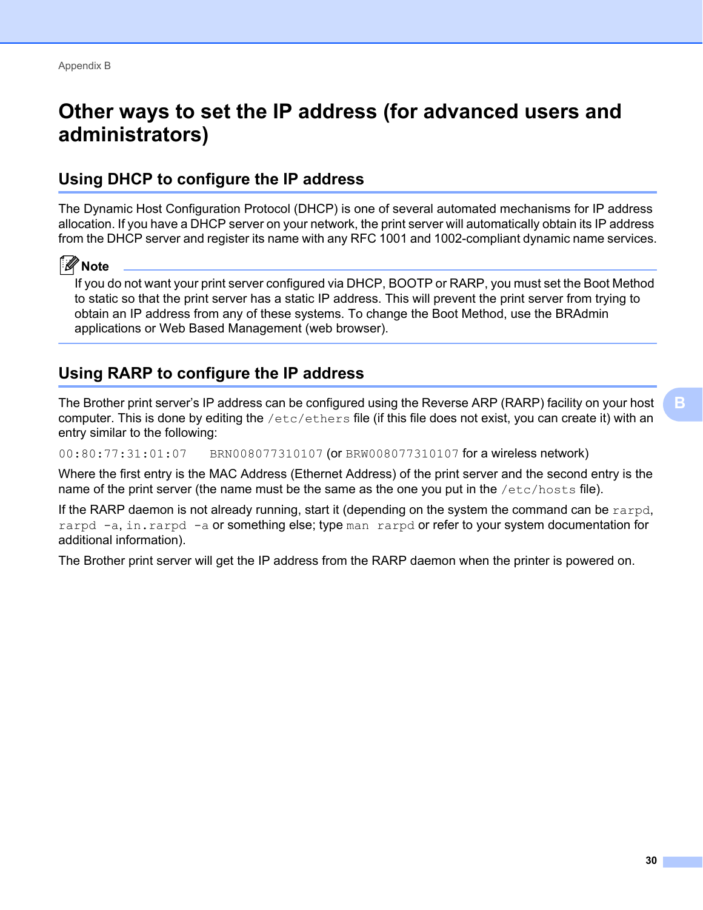# Other ways to set the IP address (for advanced users and administrators)

## Using DHCP to configure the IP address

The Dynamic Host Configuration Protocol (DHCP) is one of several automated mechanisms for IP address allocation. If you have a DHCP server on your network, the print server will automatically obtain its IP address from the DHCP server and register its name with any RFC 1001 and 1002-compliant dynamic name services.

**Note**

If you do not want your print server configured via DHCP, BOOTP or RARP, you must set the Boot Method to static so that the print server has a static IP address. This will prevent the print server from trying to obtain an IP address from any of these systems. To change the Boot Method, use the BRAdmin applications or Web Based Management (web browser).

## Using RARP to configure the IP address

The Brother print server's IP address can be configured using the Reverse ARP (RARP) facility on your host computer. This is done by editing the `/etc/ethers` file (if this file does not exist, you can create it) with an entry similar to the following:

`00:80:77:31:01:07    BRN008077310107` (or `BRW008077310107` for a wireless network)

Where the first entry is the MAC Address (Ethernet Address) of the print server and the second entry is the name of the print server (the name must be the same as the one you put in the `/etc/hosts` file).

If the RARP daemon is not already running, start it (depending on the system the command can be `rarpd`, `rarpd -a`, `in.rarpd -a` or something else; type `man rarpd` or refer to your system documentation for additional information).

The Brother print server will get the IP address from the RARP daemon when the printer is powered on.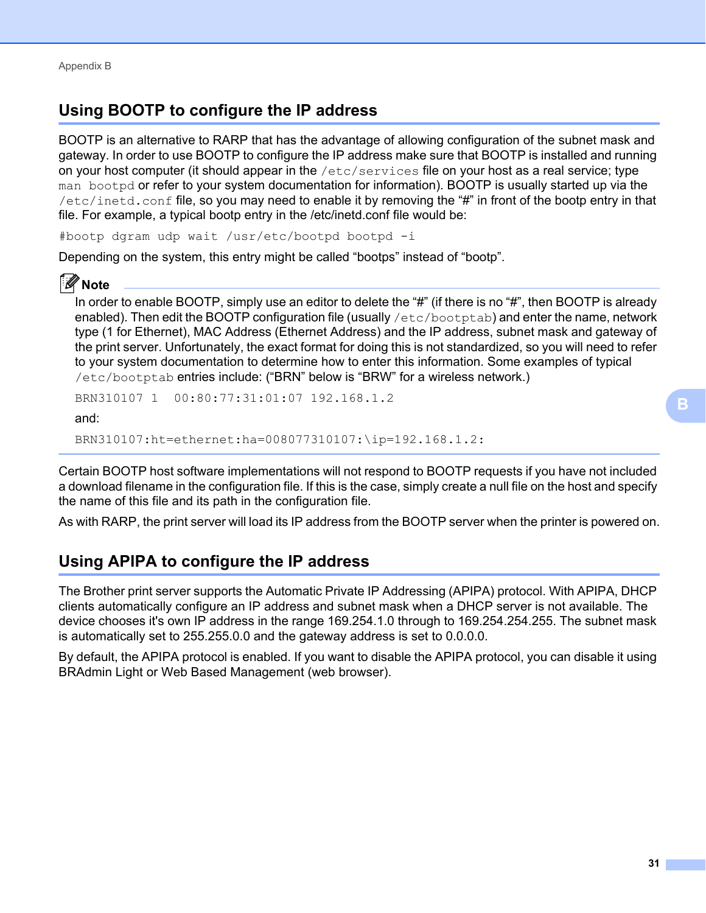## Using BOOTP to configure the IP address

BOOTP is an alternative to RARP that has the advantage of allowing configuration of the subnet mask and gateway. In order to use BOOTP to configure the IP address make sure that BOOTP is installed and running on your host computer (it should appear in the `/etc/services` file on your host as a real service; type `man bootpd` or refer to your system documentation for information). BOOTP is usually started up via the `/etc/inetd.conf` file, so you may need to enable it by removing the "#" in front of the bootp entry in that file. For example, a typical bootp entry in the /etc/inetd.conf file would be:

```
#bootp dgram udp wait /usr/etc/bootpd bootpd -i
```

Depending on the system, this entry might be called "bootps" instead of "bootp".

**Note**

In order to enable BOOTP, simply use an editor to delete the "#" (if there is no "#", then BOOTP is already enabled). Then edit the BOOTP configuration file (usually `/etc/bootptab`) and enter the name, network type (1 for Ethernet), MAC Address (Ethernet Address) and the IP address, subnet mask and gateway of the print server. Unfortunately, the exact format for doing this is not standardized, so you will need to refer to your system documentation to determine how to enter this information. Some examples of typical `/etc/bootptab` entries include: ("BRN" below is "BRW" for a wireless network.)

```
BRN310107 1  00:80:77:31:01:07 192.168.1.2
```

and:

```
BRN310107:ht=ethernet:ha=008077310107:\ip=192.168.1.2:
```

Certain BOOTP host software implementations will not respond to BOOTP requests if you have not included a download filename in the configuration file. If this is the case, simply create a null file on the host and specify the name of this file and its path in the configuration file.

As with RARP, the print server will load its IP address from the BOOTP server when the printer is powered on.

## Using APIPA to configure the IP address

The Brother print server supports the Automatic Private IP Addressing (APIPA) protocol. With APIPA, DHCP clients automatically configure an IP address and subnet mask when a DHCP server is not available. The device chooses it's own IP address in the range 169.254.1.0 through to 169.254.254.255. The subnet mask is automatically set to 255.255.0.0 and the gateway address is set to 0.0.0.0.

By default, the APIPA protocol is enabled. If you want to disable the APIPA protocol, you can disable it using BRAdmin Light or Web Based Management (web browser).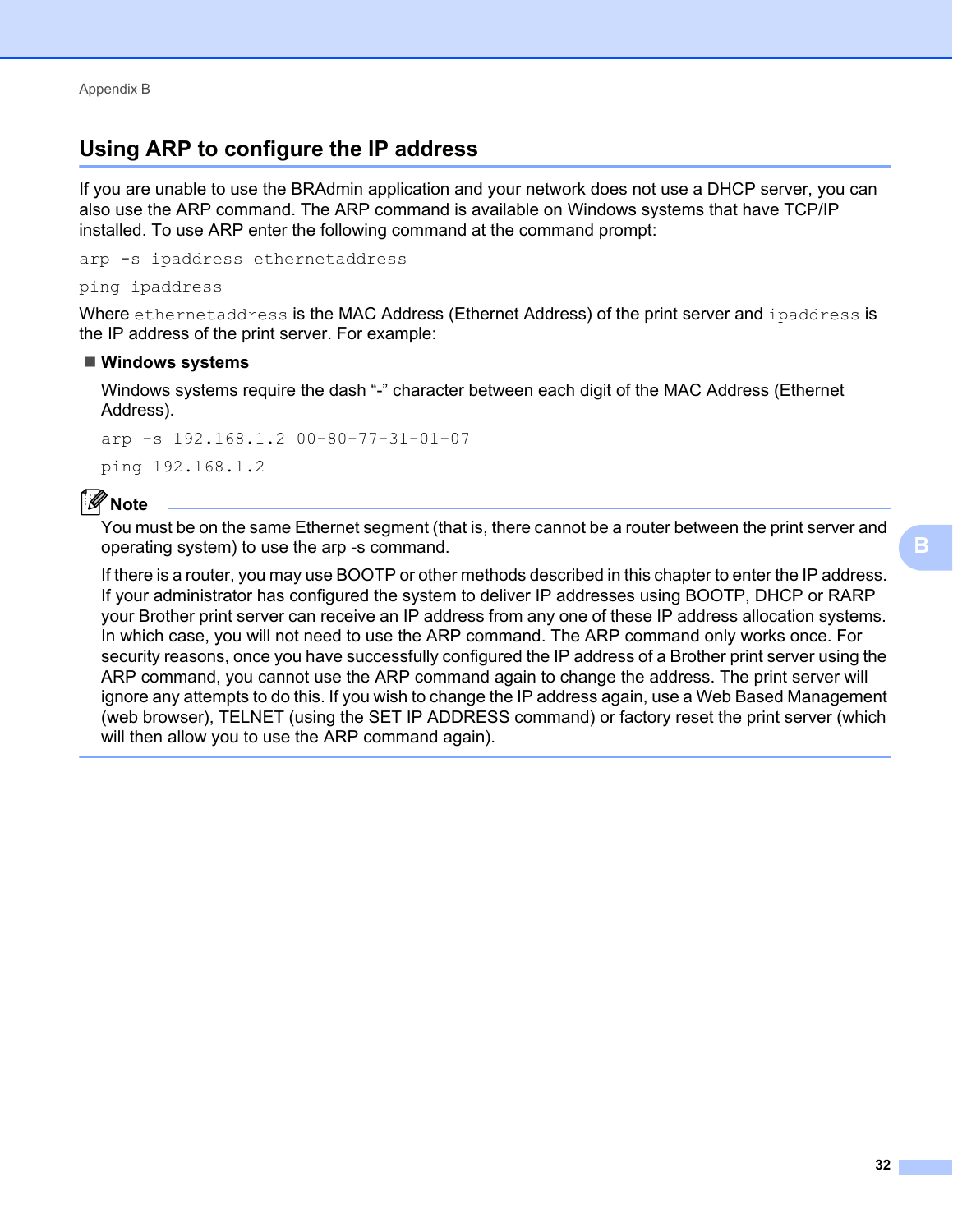## Using ARP to configure the IP address

If you are unable to use the BRAdmin application and your network does not use a DHCP server, you can also use the ARP command. The ARP command is available on Windows systems that have TCP/IP installed. To use ARP enter the following command at the command prompt:

```
arp -s ipaddress ethernetaddress

ping ipaddress
```

Where `ethernetaddress` is the MAC Address (Ethernet Address) of the print server and `ipaddress` is the IP address of the print server. For example:

- **Windows systems**

  Windows systems require the dash "-" character between each digit of the MAC Address (Ethernet Address).

  ```
  arp -s 192.168.1.2 00-80-77-31-01-07

  ping 192.168.1.2
  ```

**Note**

You must be on the same Ethernet segment (that is, there cannot be a router between the print server and operating system) to use the arp -s command.

If there is a router, you may use BOOTP or other methods described in this chapter to enter the IP address. If your administrator has configured the system to deliver IP addresses using BOOTP, DHCP or RARP your Brother print server can receive an IP address from any one of these IP address allocation systems. In which case, you will not need to use the ARP command. The ARP command only works once. For security reasons, once you have successfully configured the IP address of a Brother print server using the ARP command, you cannot use the ARP command again to change the address. The print server will ignore any attempts to do this. If you wish to change the IP address again, use a Web Based Management (web browser), TELNET (using the SET IP ADDRESS command) or factory reset the print server (which will then allow you to use the ARP command again).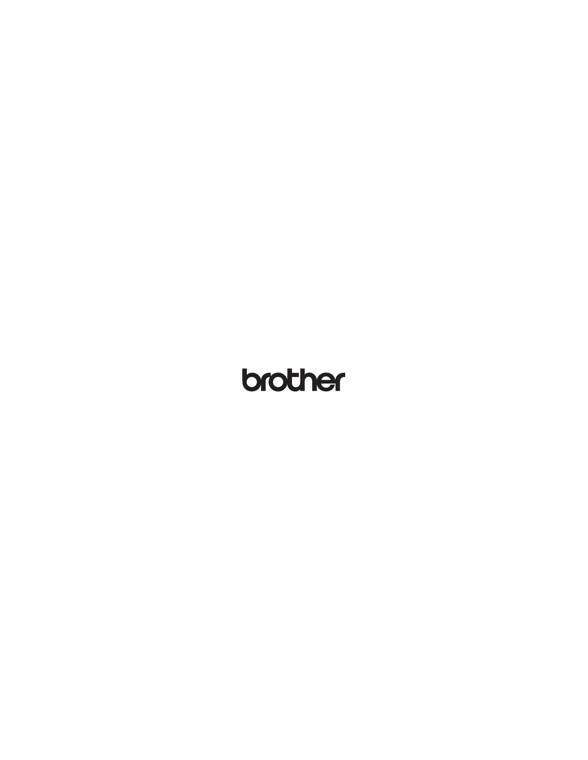brother